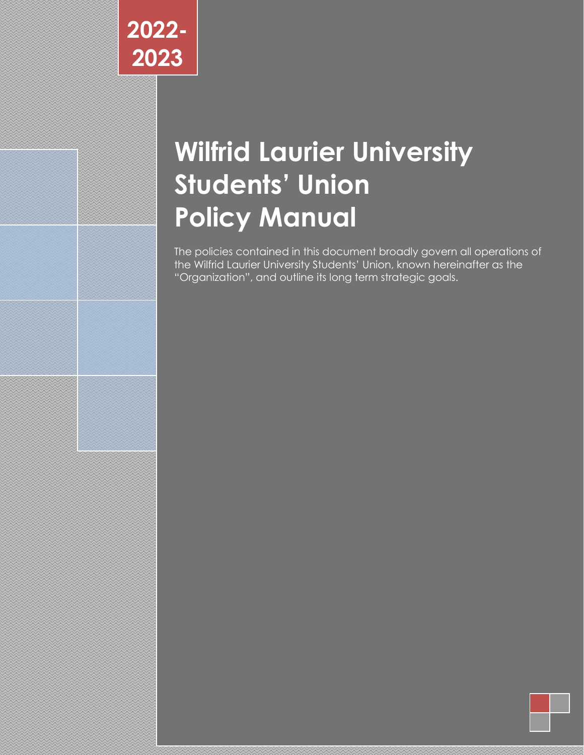2022-2023

# Wilfrid Laurier University Students' Union Policy Manual

The policies contained in this document broadly govern all operations of the Wilfrid Laurier University Students' Union, known hereinafter as the "Organization", and outline its long term strategic goals.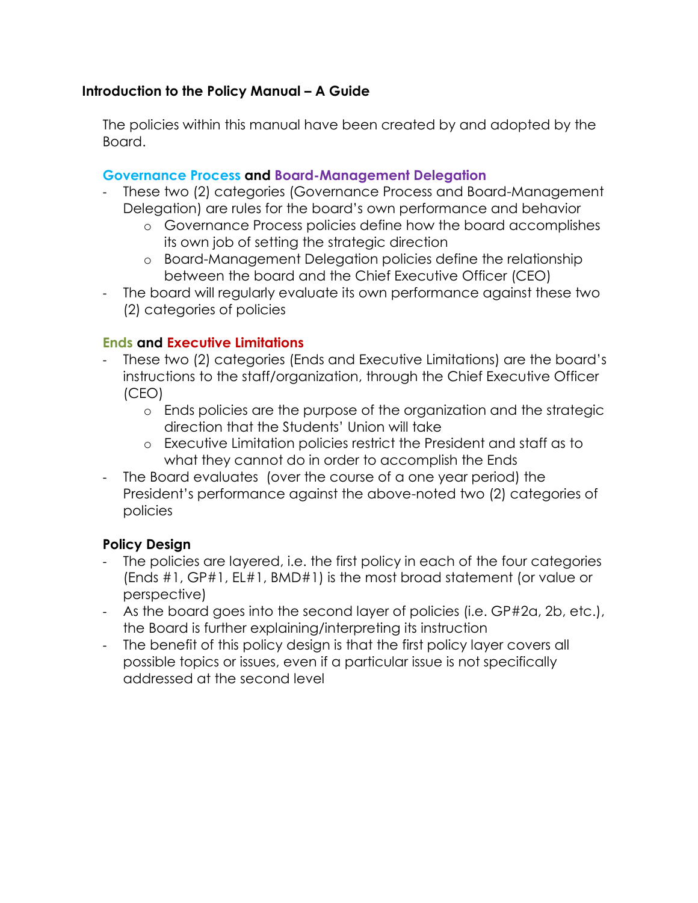## Introduction to the Policy Manual – A Guide

The policies within this manual have been created by and adopted by the Board.

### Governance Process and Board-Management Delegation

- These two (2) categories (Governance Process and Board-Management Delegation) are rules for the board's own performance and behavior
  - Governance Process policies define how the board accomplishes its own job of setting the strategic direction
  - Board-Management Delegation policies define the relationship between the board and the Chief Executive Officer (CEO)
- The board will regularly evaluate its own performance against these two (2) categories of policies

### Ends and Executive Limitations

- These two (2) categories (Ends and Executive Limitations) are the board's instructions to the staff/organization, through the Chief Executive Officer (CEO)
  - Ends policies are the purpose of the organization and the strategic direction that the Students' Union will take
  - Executive Limitation policies restrict the President and staff as to what they cannot do in order to accomplish the Ends
- The Board evaluates (over the course of a one year period) the President's performance against the above-noted two (2) categories of policies

### Policy Design

- The policies are layered, i.e. the first policy in each of the four categories (Ends #1, GP#1, EL#1, BMD#1) is the most broad statement (or value or perspective)
- As the board goes into the second layer of policies (i.e. GP#2a, 2b, etc.), the Board is further explaining/interpreting its instruction
- The benefit of this policy design is that the first policy layer covers all possible topics or issues, even if a particular issue is not specifically addressed at the second level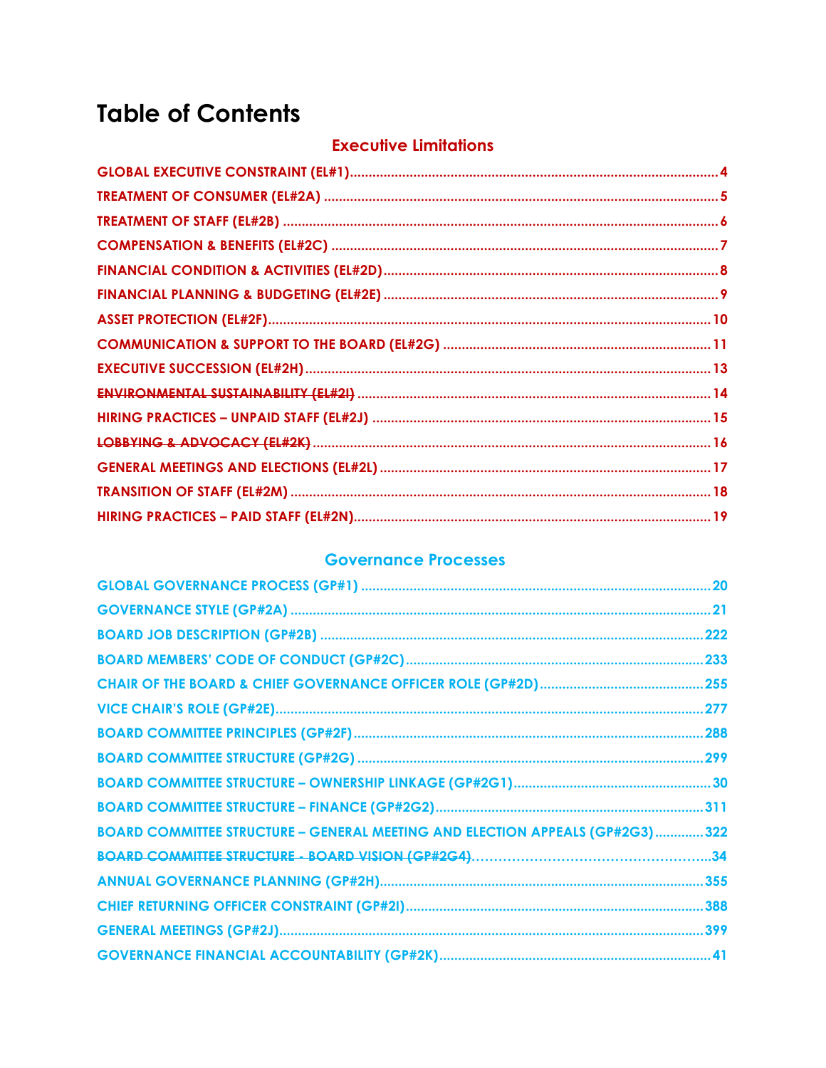# Table of Contents

## Executive Limitations

GLOBAL EXECUTIVE CONSTRAINT (EL#1) .......... 4
TREATMENT OF CONSUMER (EL#2A) .......... 5
TREATMENT OF STAFF (EL#2B) .......... 6
COMPENSATION & BENEFITS (EL#2C) .......... 7
FINANCIAL CONDITION & ACTIVITIES (EL#2D) .......... 8
FINANCIAL PLANNING & BUDGETING (EL#2E) .......... 9
ASSET PROTECTION (EL#2F) .......... 10
COMMUNICATION & SUPPORT TO THE BOARD (EL#2G) .......... 11
EXECUTIVE SUCCESSION (EL#2H) .......... 13
~~ENVIRONMENTAL SUSTAINABILITY (EL#2I)~~ .......... 14
HIRING PRACTICES – UNPAID STAFF (EL#2J) .......... 15
~~LOBBYING & ADVOCACY (EL#2K)~~ .......... 16
GENERAL MEETINGS AND ELECTIONS (EL#2L) .......... 17
TRANSITION OF STAFF (EL#2M) .......... 18
HIRING PRACTICES – PAID STAFF (EL#2N) .......... 19

## Governance Processes

GLOBAL GOVERNANCE PROCESS (GP#1) .......... 20
GOVERNANCE STYLE (GP#2A) .......... 21
BOARD JOB DESCRIPTION (GP#2B) .......... 222
BOARD MEMBERS' CODE OF CONDUCT (GP#2C) .......... 233
CHAIR OF THE BOARD & CHIEF GOVERNANCE OFFICER ROLE (GP#2D) .......... 255
VICE CHAIR'S ROLE (GP#2E) .......... 277
BOARD COMMITTEE PRINCIPLES (GP#2F) .......... 288
BOARD COMMITTEE STRUCTURE (GP#2G) .......... 299
BOARD COMMITTEE STRUCTURE – OWNERSHIP LINKAGE (GP#2G1) .......... 30
BOARD COMMITTEE STRUCTURE – FINANCE (GP#2G2) .......... 311
BOARD COMMITTEE STRUCTURE – GENERAL MEETING AND ELECTION APPEALS (GP#2G3) .......... 322
~~BOARD COMMITTEE STRUCTURE - BOARD VISION (GP#2G4)~~ .......... 34
ANNUAL GOVERNANCE PLANNING (GP#2H) .......... 355
CHIEF RETURNING OFFICER CONSTRAINT (GP#2I) .......... 388
GENERAL MEETINGS (GP#2J) .......... 399
GOVERNANCE FINANCIAL ACCOUNTABILITY (GP#2K) .......... 41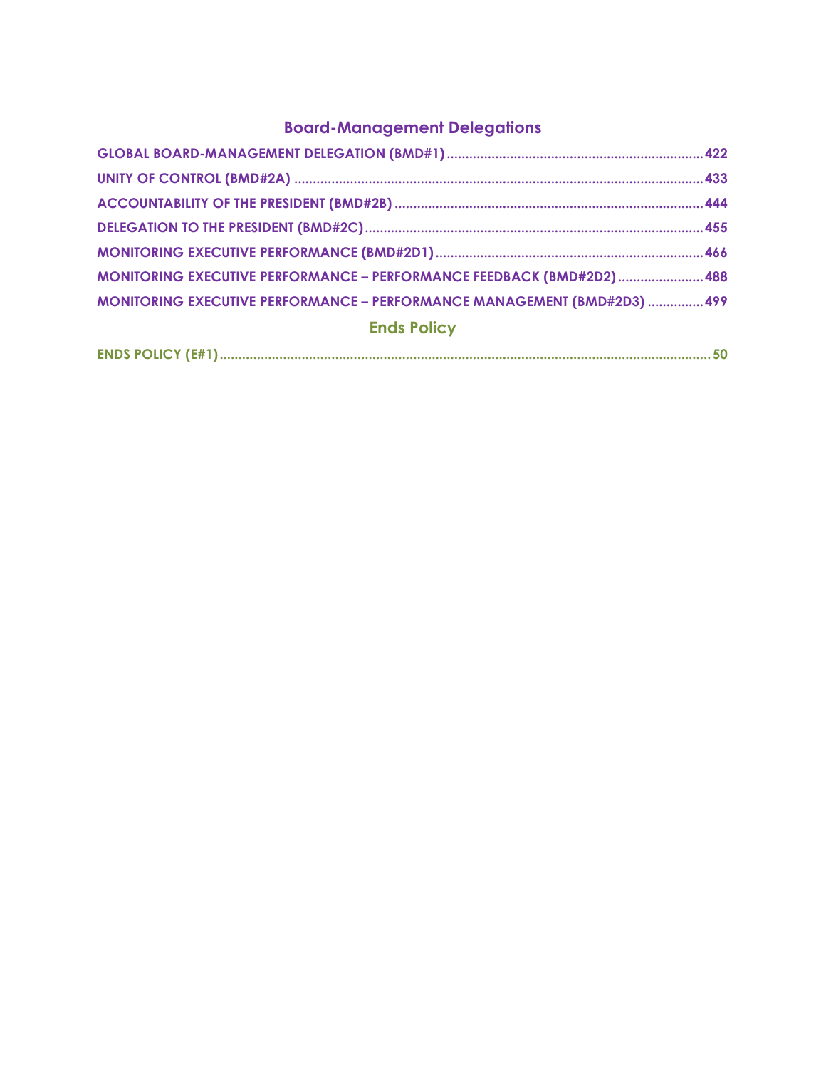## Board-Management Delegations

GLOBAL BOARD-MANAGEMENT DELEGATION (BMD#1) .................................................................... 422

UNITY OF CONTROL (BMD#2A) .................................................................................................... 433

ACCOUNTABILITY OF THE PRESIDENT (BMD#2B) ................................................................. 444

DELEGATION TO THE PRESIDENT (BMD#2C) .......................................................................... 455

MONITORING EXECUTIVE PERFORMANCE (BMD#2D1) ....................................................... 466

MONITORING EXECUTIVE PERFORMANCE – PERFORMANCE FEEDBACK (BMD#2D2) ....................... 488

MONITORING EXECUTIVE PERFORMANCE – PERFORMANCE MANAGEMENT (BMD#2D3) ............... 499

## Ends Policy

ENDS POLICY (E#1) .................................................................................................................. 50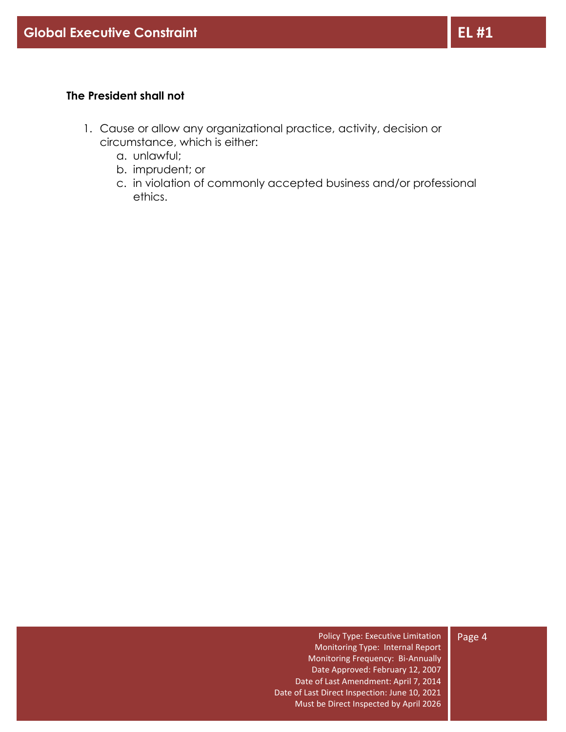# Global Executive Constraint

# EL #1

**The President shall not**

1. Cause or allow any organizational practice, activity, decision or circumstance, which is either:
   a. unlawful;
   b. imprudent; or
   c. in violation of commonly accepted business and/or professional ethics.

Policy Type: Executive Limitation
Monitoring Type: Internal Report
Monitoring Frequency: Bi-Annually
Date Approved: February 12, 2007
Date of Last Amendment: April 7, 2014
Date of Last Direct Inspection: June 10, 2021
Must be Direct Inspected by April 2026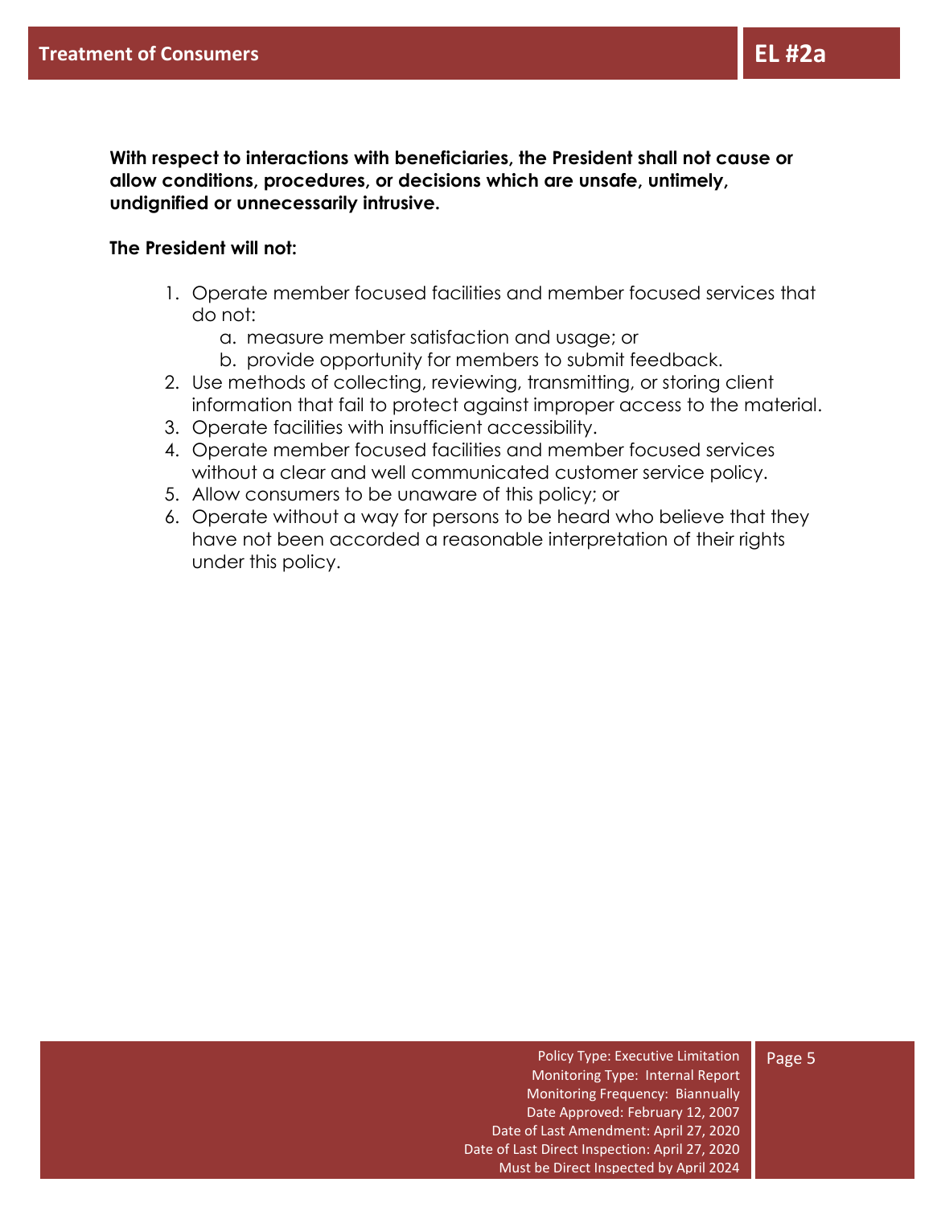## Treatment of Consumers

## EL #2a

**With respect to interactions with beneficiaries, the President shall not cause or allow conditions, procedures, or decisions which are unsafe, untimely, undignified or unnecessarily intrusive.**

**The President will not:**

1. Operate member focused facilities and member focused services that do not:
   a. measure member satisfaction and usage; or
   b. provide opportunity for members to submit feedback.
2. Use methods of collecting, reviewing, transmitting, or storing client information that fail to protect against improper access to the material.
3. Operate facilities with insufficient accessibility.
4. Operate member focused facilities and member focused services without a clear and well communicated customer service policy.
5. Allow consumers to be unaware of this policy; or
6. Operate without a way for persons to be heard who believe that they have not been accorded a reasonable interpretation of their rights under this policy.

Policy Type: Executive Limitation
Monitoring Type: Internal Report
Monitoring Frequency: Biannually
Date Approved: February 12, 2007
Date of Last Amendment: April 27, 2020
Date of Last Direct Inspection: April 27, 2020
Must be Direct Inspected by April 2024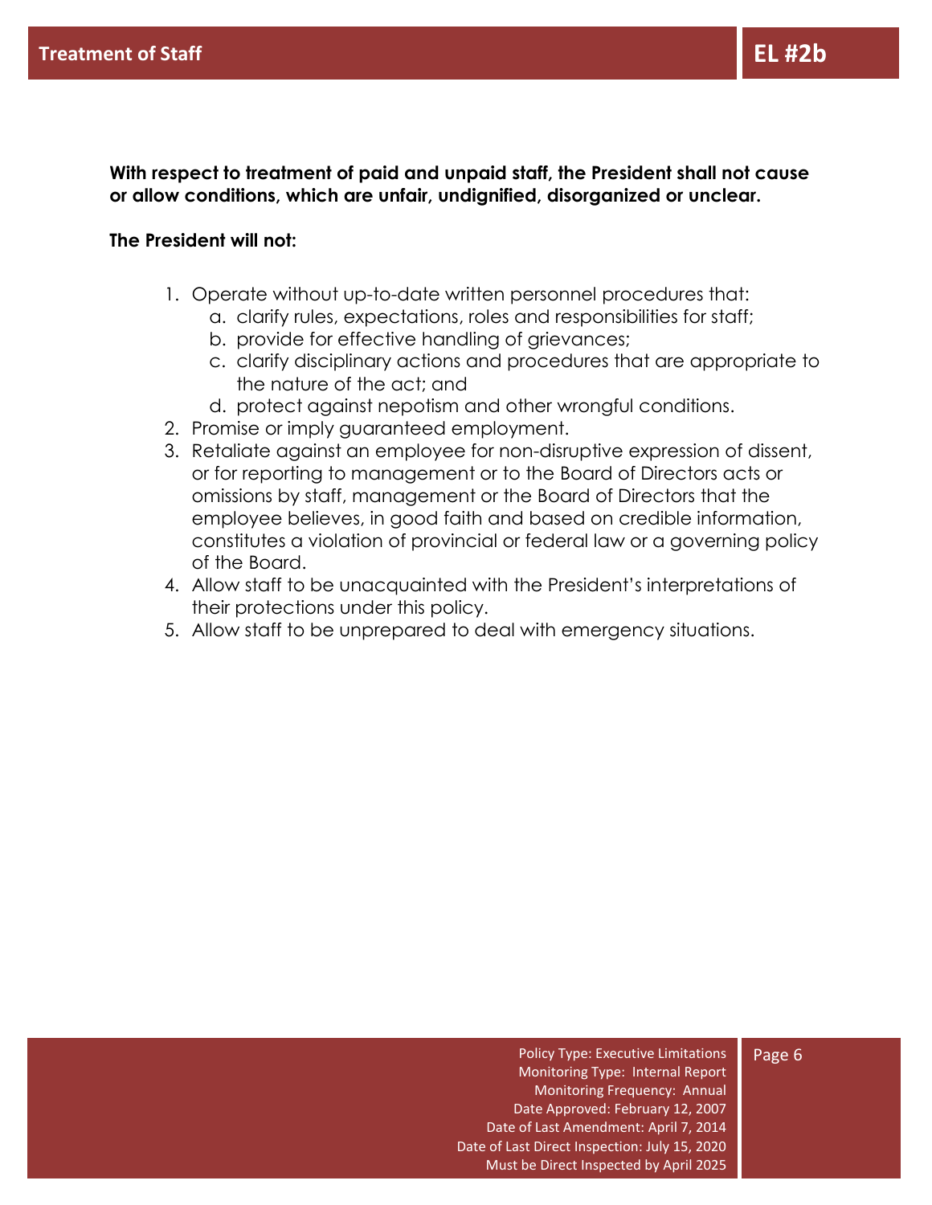# Treatment of Staff

**EL #2b**

**With respect to treatment of paid and unpaid staff, the President shall not cause or allow conditions, which are unfair, undignified, disorganized or unclear.**

**The President will not:**

1. Operate without up-to-date written personnel procedures that:
   a. clarify rules, expectations, roles and responsibilities for staff;
   b. provide for effective handling of grievances;
   c. clarify disciplinary actions and procedures that are appropriate to the nature of the act; and
   d. protect against nepotism and other wrongful conditions.
2. Promise or imply guaranteed employment.
3. Retaliate against an employee for non-disruptive expression of dissent, or for reporting to management or to the Board of Directors acts or omissions by staff, management or the Board of Directors that the employee believes, in good faith and based on credible information, constitutes a violation of provincial or federal law or a governing policy of the Board.
4. Allow staff to be unacquainted with the President's interpretations of their protections under this policy.
5. Allow staff to be unprepared to deal with emergency situations.

Policy Type: Executive Limitations
Monitoring Type: Internal Report
Monitoring Frequency: Annual
Date Approved: February 12, 2007
Date of Last Amendment: April 7, 2014
Date of Last Direct Inspection: July 15, 2020
Must be Direct Inspected by April 2025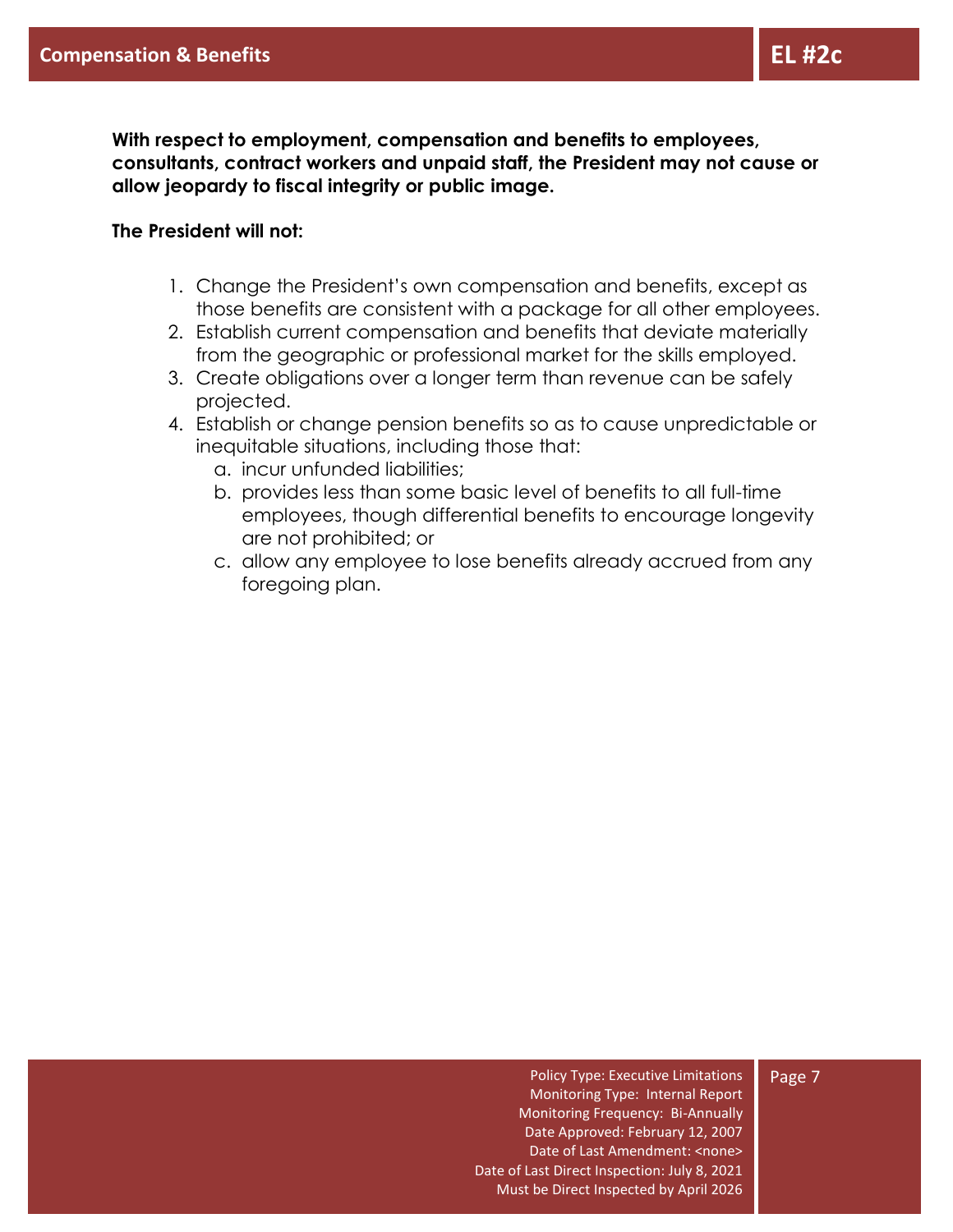# Compensation & Benefits

## EL #2c

**With respect to employment, compensation and benefits to employees, consultants, contract workers and unpaid staff, the President may not cause or allow jeopardy to fiscal integrity or public image.**

**The President will not:**

1. Change the President's own compensation and benefits, except as those benefits are consistent with a package for all other employees.
2. Establish current compensation and benefits that deviate materially from the geographic or professional market for the skills employed.
3. Create obligations over a longer term than revenue can be safely projected.
4. Establish or change pension benefits so as to cause unpredictable or inequitable situations, including those that:
   a. incur unfunded liabilities;
   b. provides less than some basic level of benefits to all full-time employees, though differential benefits to encourage longevity are not prohibited; or
   c. allow any employee to lose benefits already accrued from any foregoing plan.

Policy Type: Executive Limitations
Monitoring Type: Internal Report
Monitoring Frequency: Bi-Annually
Date Approved: February 12, 2007
Date of Last Amendment: <none>
Date of Last Direct Inspection: July 8, 2021
Must be Direct Inspected by April 2026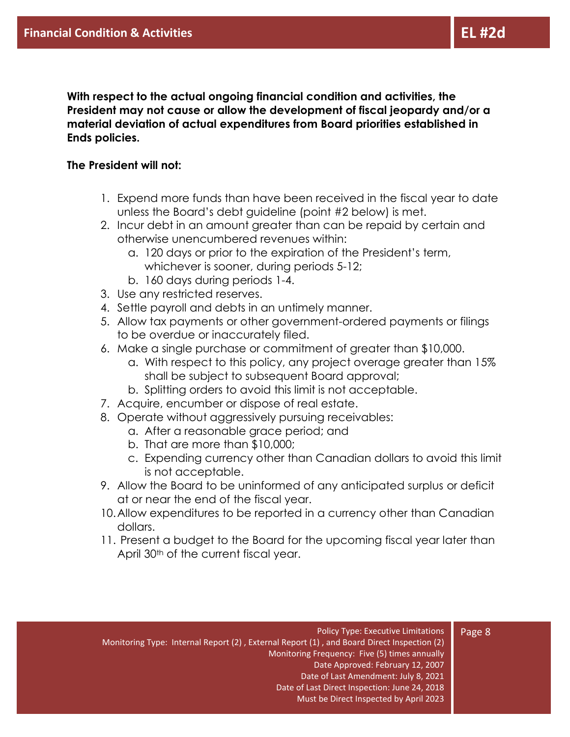## Financial Condition & Activities

## EL #2d

**With respect to the actual ongoing financial condition and activities, the President may not cause or allow the development of fiscal jeopardy and/or a material deviation of actual expenditures from Board priorities established in Ends policies.**

**The President will not:**

1. Expend more funds than have been received in the fiscal year to date unless the Board's debt guideline (point #2 below) is met.
2. Incur debt in an amount greater than can be repaid by certain and otherwise unencumbered revenues within:
   a. 120 days or prior to the expiration of the President's term, whichever is sooner, during periods 5-12;
   b. 160 days during periods 1-4.
3. Use any restricted reserves.
4. Settle payroll and debts in an untimely manner.
5. Allow tax payments or other government-ordered payments or filings to be overdue or inaccurately filed.
6. Make a single purchase or commitment of greater than $10,000.
   a. With respect to this policy, any project overage greater than 15% shall be subject to subsequent Board approval;
   b. Splitting orders to avoid this limit is not acceptable.
7. Acquire, encumber or dispose of real estate.
8. Operate without aggressively pursuing receivables:
   a. After a reasonable grace period; and
   b. That are more than $10,000;
   c. Expending currency other than Canadian dollars to avoid this limit is not acceptable.
9. Allow the Board to be uninformed of any anticipated surplus or deficit at or near the end of the fiscal year.
10. Allow expenditures to be reported in a currency other than Canadian dollars.
11. Present a budget to the Board for the upcoming fiscal year later than April 30th of the current fiscal year.

Policy Type: Executive Limitations
Monitoring Type: Internal Report (2), External Report (1), and Board Direct Inspection (2)
Monitoring Frequency: Five (5) times annually
Date Approved: February 12, 2007
Date of Last Amendment: July 8, 2021
Date of Last Direct Inspection: June 24, 2018
Must be Direct Inspected by April 2023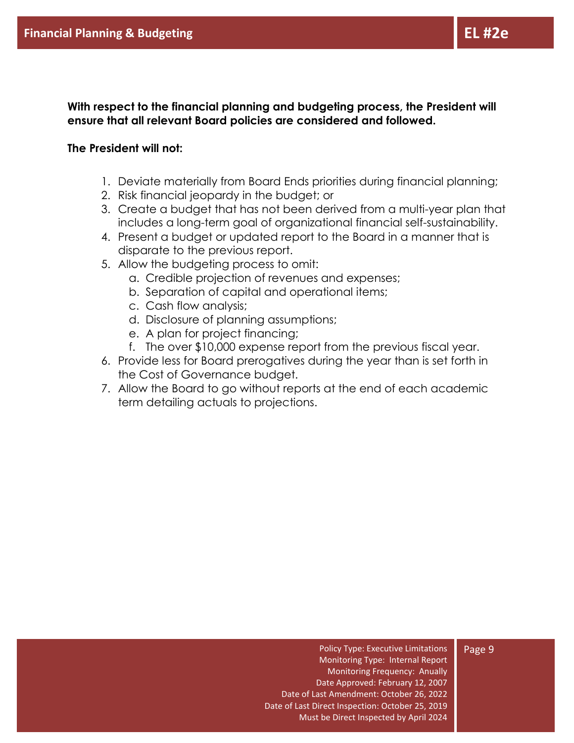## Financial Planning & Budgeting

## EL #2e

**With respect to the financial planning and budgeting process, the President will ensure that all relevant Board policies are considered and followed.**

**The President will not:**

1. Deviate materially from Board Ends priorities during financial planning;
2. Risk financial jeopardy in the budget; or
3. Create a budget that has not been derived from a multi-year plan that includes a long-term goal of organizational financial self-sustainability.
4. Present a budget or updated report to the Board in a manner that is disparate to the previous report.
5. Allow the budgeting process to omit:
   a. Credible projection of revenues and expenses;
   b. Separation of capital and operational items;
   c. Cash flow analysis;
   d. Disclosure of planning assumptions;
   e. A plan for project financing;
   f. The over $10,000 expense report from the previous fiscal year.
6. Provide less for Board prerogatives during the year than is set forth in the Cost of Governance budget.
7. Allow the Board to go without reports at the end of each academic term detailing actuals to projections.

Policy Type: Executive Limitations
Monitoring Type: Internal Report
Monitoring Frequency: Anually
Date Approved: February 12, 2007
Date of Last Amendment: October 26, 2022
Date of Last Direct Inspection: October 25, 2019
Must be Direct Inspected by April 2024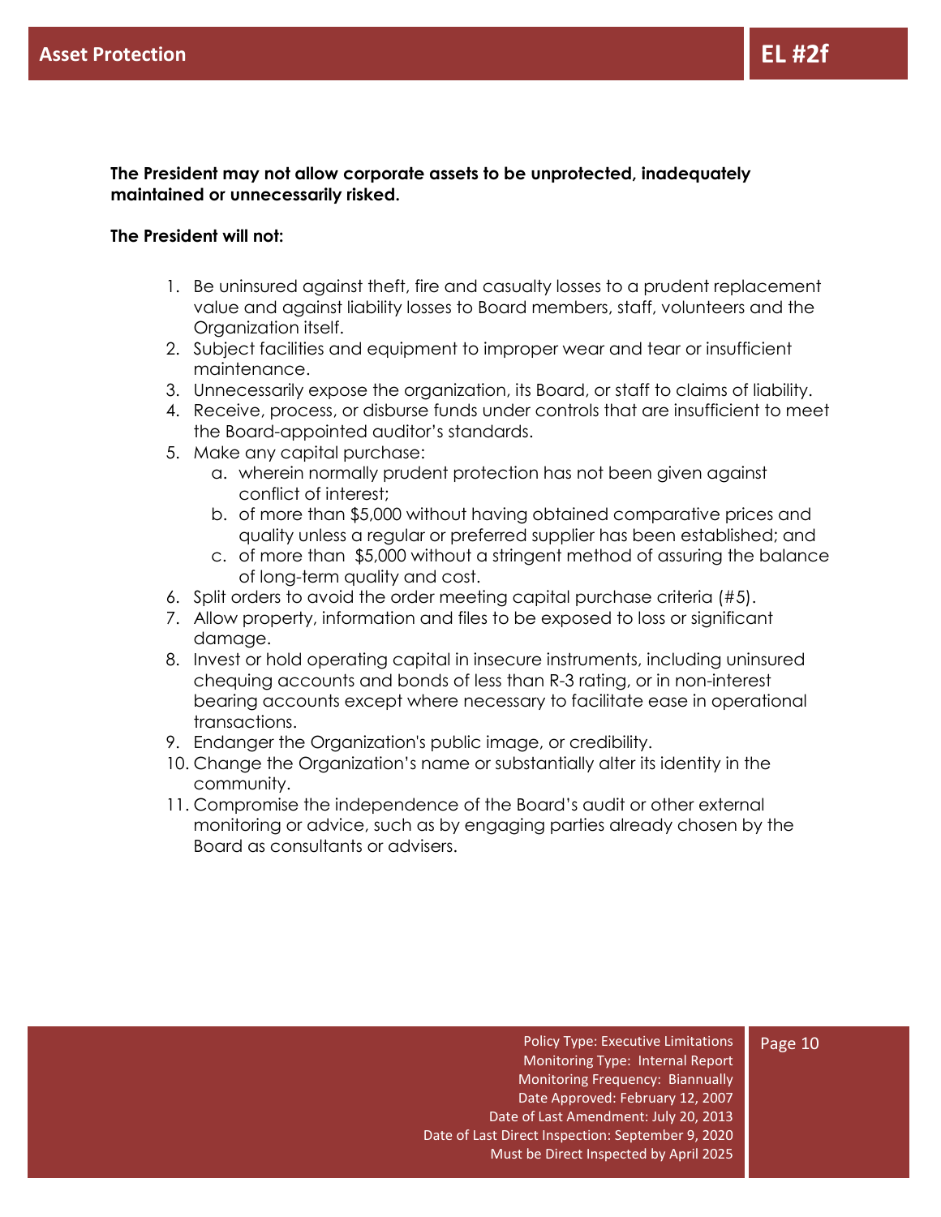## Asset Protection

## EL #2f

**The President may not allow corporate assets to be unprotected, inadequately maintained or unnecessarily risked.**

**The President will not:**

1. Be uninsured against theft, fire and casualty losses to a prudent replacement value and against liability losses to Board members, staff, volunteers and the Organization itself.
2. Subject facilities and equipment to improper wear and tear or insufficient maintenance.
3. Unnecessarily expose the organization, its Board, or staff to claims of liability.
4. Receive, process, or disburse funds under controls that are insufficient to meet the Board-appointed auditor's standards.
5. Make any capital purchase:
   a. wherein normally prudent protection has not been given against conflict of interest;
   b. of more than $5,000 without having obtained comparative prices and quality unless a regular or preferred supplier has been established; and
   c. of more than $5,000 without a stringent method of assuring the balance of long-term quality and cost.
6. Split orders to avoid the order meeting capital purchase criteria (#5).
7. Allow property, information and files to be exposed to loss or significant damage.
8. Invest or hold operating capital in insecure instruments, including uninsured chequing accounts and bonds of less than R-3 rating, or in non-interest bearing accounts except where necessary to facilitate ease in operational transactions.
9. Endanger the Organization's public image, or credibility.
10. Change the Organization's name or substantially alter its identity in the community.
11. Compromise the independence of the Board's audit or other external monitoring or advice, such as by engaging parties already chosen by the Board as consultants or advisers.

Policy Type: Executive Limitations
Monitoring Type: Internal Report
Monitoring Frequency: Biannually
Date Approved: February 12, 2007
Date of Last Amendment: July 20, 2013
Date of Last Direct Inspection: September 9, 2020
Must be Direct Inspected by April 2025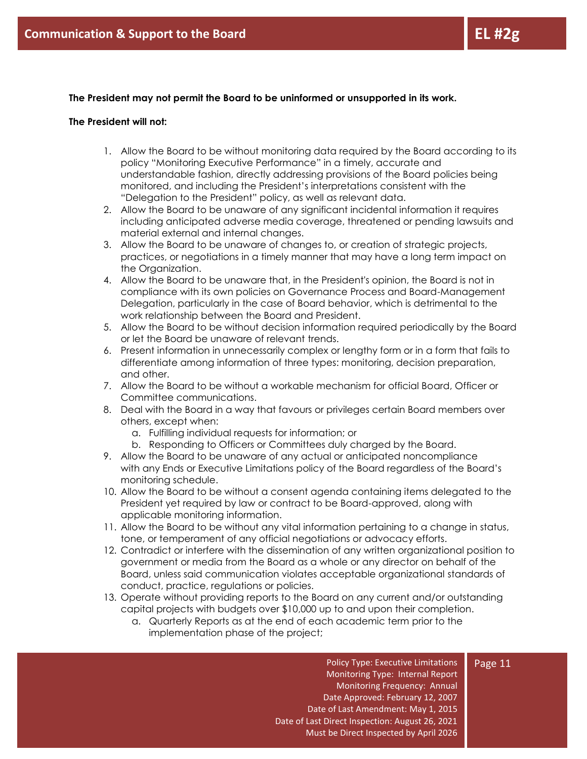## Communication & Support to the Board

## EL #2g

**The President may not permit the Board to be uninformed or unsupported in its work.**

**The President will not:**

1. Allow the Board to be without monitoring data required by the Board according to its policy "Monitoring Executive Performance" in a timely, accurate and understandable fashion, directly addressing provisions of the Board policies being monitored, and including the President's interpretations consistent with the "Delegation to the President" policy, as well as relevant data.
2. Allow the Board to be unaware of any significant incidental information it requires including anticipated adverse media coverage, threatened or pending lawsuits and material external and internal changes.
3. Allow the Board to be unaware of changes to, or creation of strategic projects, practices, or negotiations in a timely manner that may have a long term impact on the Organization.
4. Allow the Board to be unaware that, in the President's opinion, the Board is not in compliance with its own policies on Governance Process and Board-Management Delegation, particularly in the case of Board behavior, which is detrimental to the work relationship between the Board and President.
5. Allow the Board to be without decision information required periodically by the Board or let the Board be unaware of relevant trends.
6. Present information in unnecessarily complex or lengthy form or in a form that fails to differentiate among information of three types: monitoring, decision preparation, and other.
7. Allow the Board to be without a workable mechanism for official Board, Officer or Committee communications.
8. Deal with the Board in a way that favours or privileges certain Board members over others, except when:
   a. Fulfilling individual requests for information; or
   b. Responding to Officers or Committees duly charged by the Board.
9. Allow the Board to be unaware of any actual or anticipated noncompliance with any Ends or Executive Limitations policy of the Board regardless of the Board's monitoring schedule.
10. Allow the Board to be without a consent agenda containing items delegated to the President yet required by law or contract to be Board-approved, along with applicable monitoring information.
11. Allow the Board to be without any vital information pertaining to a change in status, tone, or temperament of any official negotiations or advocacy efforts.
12. Contradict or interfere with the dissemination of any written organizational position to government or media from the Board as a whole or any director on behalf of the Board, unless said communication violates acceptable organizational standards of conduct, practice, regulations or policies.
13. Operate without providing reports to the Board on any current and/or outstanding capital projects with budgets over $10,000 up to and upon their completion.
    a. Quarterly Reports as at the end of each academic term prior to the implementation phase of the project;

Policy Type: Executive Limitations
Monitoring Type: Internal Report
Monitoring Frequency: Annual
Date Approved: February 12, 2007
Date of Last Amendment: May 1, 2015
Date of Last Direct Inspection: August 26, 2021
Must be Direct Inspected by April 2026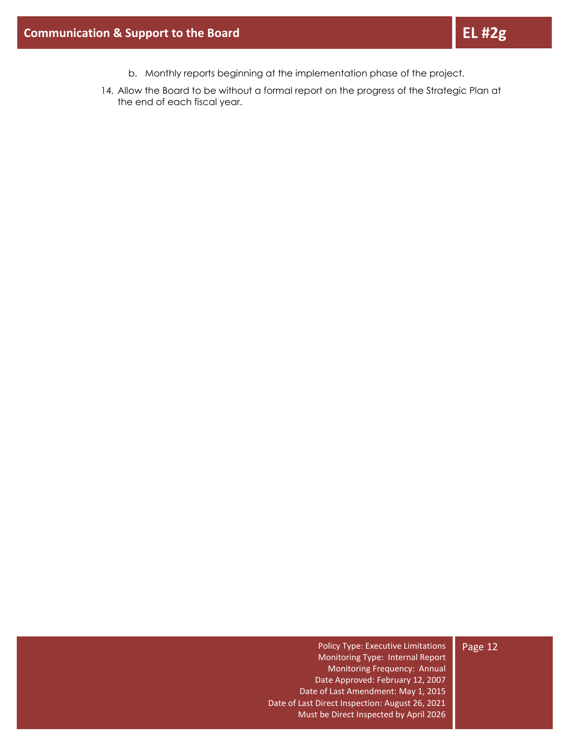b. Monthly reports beginning at the implementation phase of the project.

14. Allow the Board to be without a formal report on the progress of the Strategic Plan at the end of each fiscal year.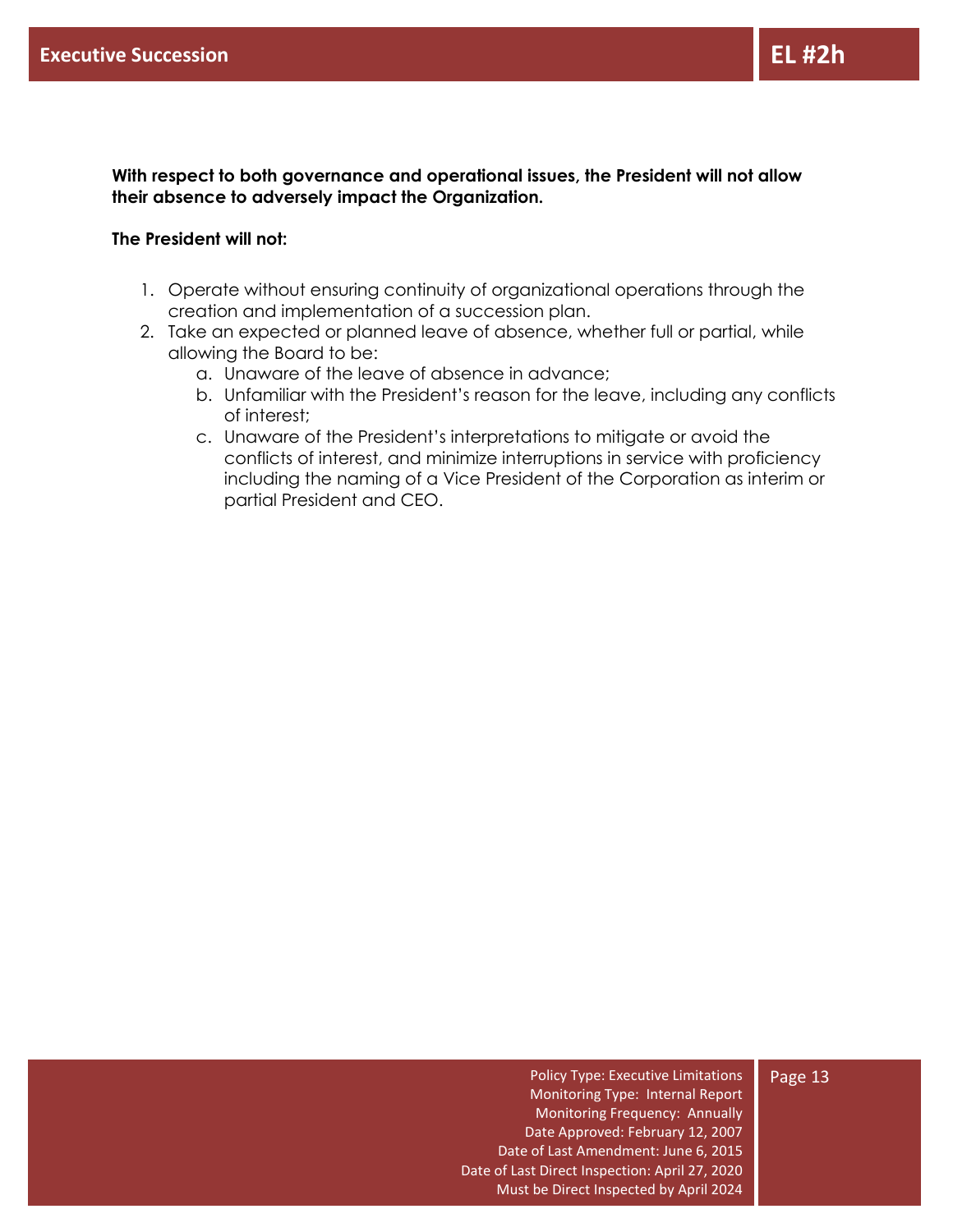# Executive Succession

## EL #2h

**With respect to both governance and operational issues, the President will not allow their absence to adversely impact the Organization.**

**The President will not:**

1. Operate without ensuring continuity of organizational operations through the creation and implementation of a succession plan.
2. Take an expected or planned leave of absence, whether full or partial, while allowing the Board to be:
    a. Unaware of the leave of absence in advance;
    b. Unfamiliar with the President's reason for the leave, including any conflicts of interest;
    c. Unaware of the President's interpretations to mitigate or avoid the conflicts of interest, and minimize interruptions in service with proficiency including the naming of a Vice President of the Corporation as interim or partial President and CEO.

Policy Type: Executive Limitations
Monitoring Type: Internal Report
Monitoring Frequency: Annually
Date Approved: February 12, 2007
Date of Last Amendment: June 6, 2015
Date of Last Direct Inspection: April 27, 2020
Must be Direct Inspected by April 2024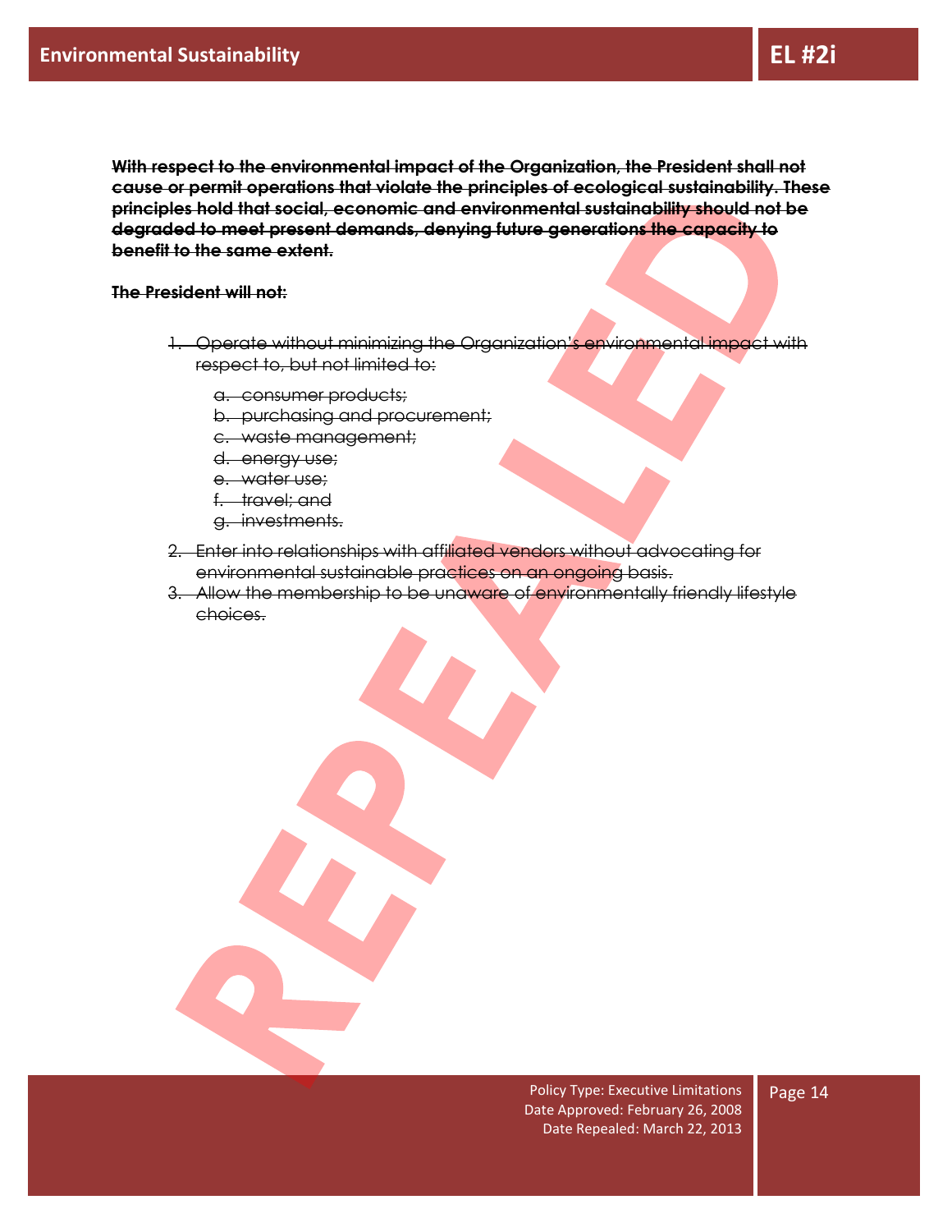# Environmental Sustainability

## EL #2i

~~**With respect to the environmental impact of the Organization, the President shall not cause or permit operations that violate the principles of ecological sustainability. These principles hold that social, economic and environmental sustainability should not be degraded to meet present demands, denying future generations the capacity to benefit to the same extent.**~~

~~**The President will not:**~~

1. ~~Operate without minimizing the Organization's environmental impact with respect to, but not limited to:~~
   a. ~~consumer products;~~
   b. ~~purchasing and procurement;~~
   c. ~~waste management;~~
   d. ~~energy use;~~
   e. ~~water use;~~
   f. ~~travel; and~~
   g. ~~investments.~~
2. ~~Enter into relationships with affiliated vendors without advocating for environmental sustainable practices on an ongoing basis.~~
3. ~~Allow the membership to be unaware of environmentally friendly lifestyle choices.~~

REPEALED

Policy Type: Executive Limitations
Date Approved: February 26, 2008
Date Repealed: March 22, 2013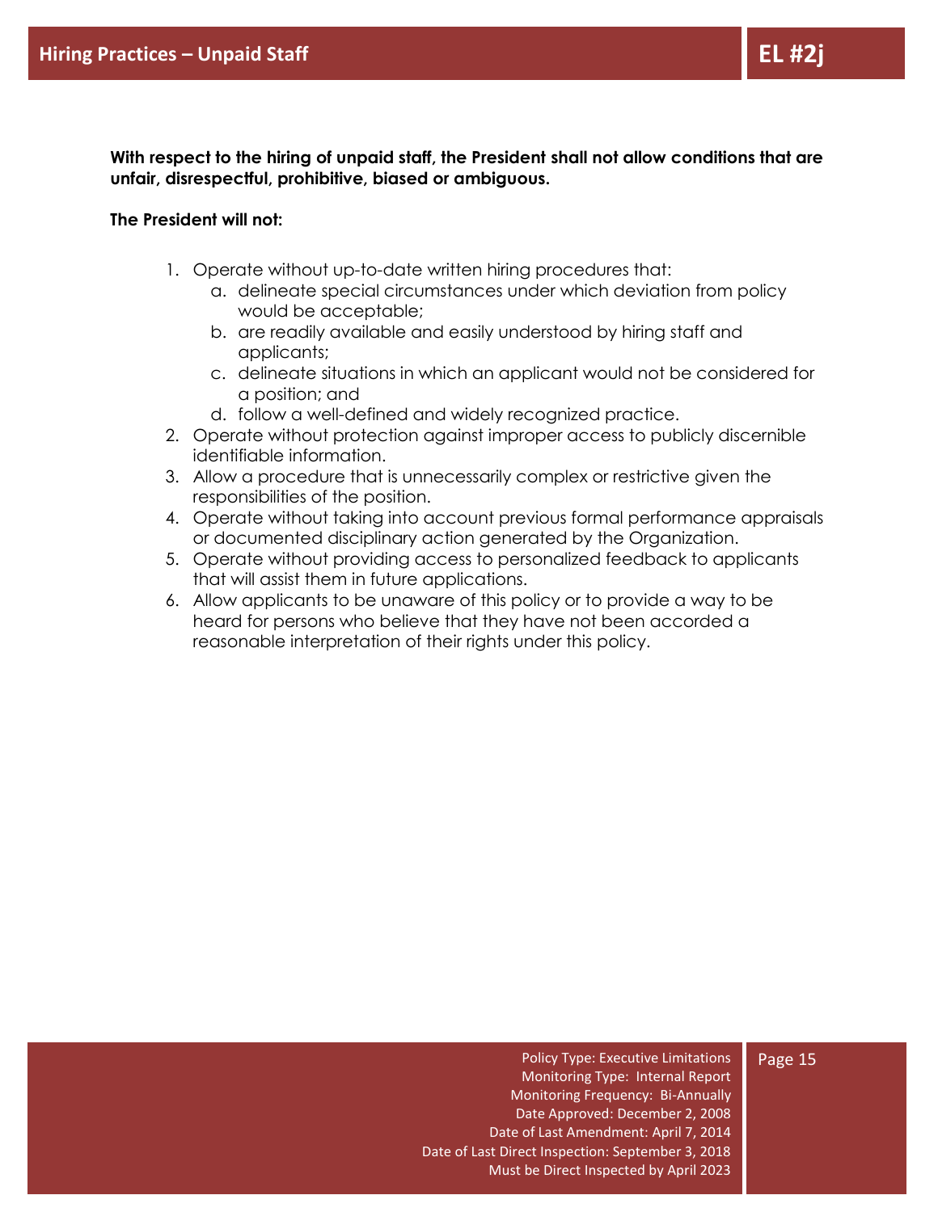# Hiring Practices – Unpaid Staff

**EL #2j**

**With respect to the hiring of unpaid staff, the President shall not allow conditions that are unfair, disrespectful, prohibitive, biased or ambiguous.**

**The President will not:**

1. Operate without up-to-date written hiring procedures that:
   a. delineate special circumstances under which deviation from policy would be acceptable;
   b. are readily available and easily understood by hiring staff and applicants;
   c. delineate situations in which an applicant would not be considered for a position; and
   d. follow a well-defined and widely recognized practice.
2. Operate without protection against improper access to publicly discernible identifiable information.
3. Allow a procedure that is unnecessarily complex or restrictive given the responsibilities of the position.
4. Operate without taking into account previous formal performance appraisals or documented disciplinary action generated by the Organization.
5. Operate without providing access to personalized feedback to applicants that will assist them in future applications.
6. Allow applicants to be unaware of this policy or to provide a way to be heard for persons who believe that they have not been accorded a reasonable interpretation of their rights under this policy.

Policy Type: Executive Limitations
Monitoring Type: Internal Report
Monitoring Frequency: Bi-Annually
Date Approved: December 2, 2008
Date of Last Amendment: April 7, 2014
Date of Last Direct Inspection: September 3, 2018
Must be Direct Inspected by April 2023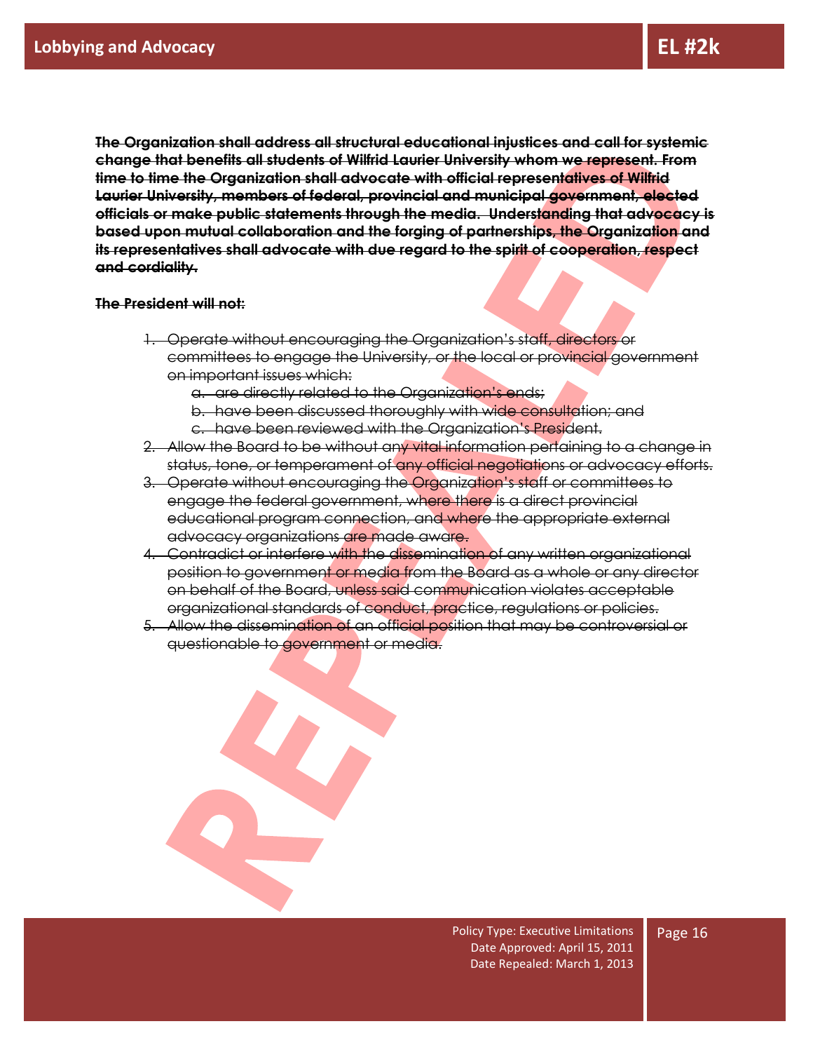# Lobbying and Advocacy

## EL #2k

~~**The Organization shall address all structural educational injustices and call for systemic change that benefits all students of Wilfrid Laurier University whom we represent. From time to time the Organization shall advocate with official representatives of Wilfrid Laurier University, members of federal, provincial and municipal government, elected officials or make public statements through the media. Understanding that advocacy is based upon mutual collaboration and the forging of partnerships, the Organization and its representatives shall advocate with due regard to the spirit of cooperation, respect and cordiality.**~~

~~**The President will not:**~~

1. ~~Operate without encouraging the Organization's staff, directors or committees to engage the University, or the local or provincial government on important issues which:~~
   a. ~~are directly related to the Organization's ends;~~
   b. ~~have been discussed thoroughly with wide consultation; and~~
   c. ~~have been reviewed with the Organization's President.~~
2. ~~Allow the Board to be without any vital information pertaining to a change in status, tone, or temperament of any official negotiations or advocacy efforts.~~
3. ~~Operate without encouraging the Organization's staff or committees to engage the federal government, where there is a direct provincial educational program connection, and where the appropriate external advocacy organizations are made aware.~~
4. ~~Contradict or interfere with the dissemination of any written organizational position to government or media from the Board as a whole or any director on behalf of the Board, unless said communication violates acceptable organizational standards of conduct, practice, regulations or policies.~~
5. ~~Allow the dissemination of an official position that may be controversial or questionable to government or media.~~

REPEALED

Policy Type: Executive Limitations
Date Approved: April 15, 2011
Date Repealed: March 1, 2013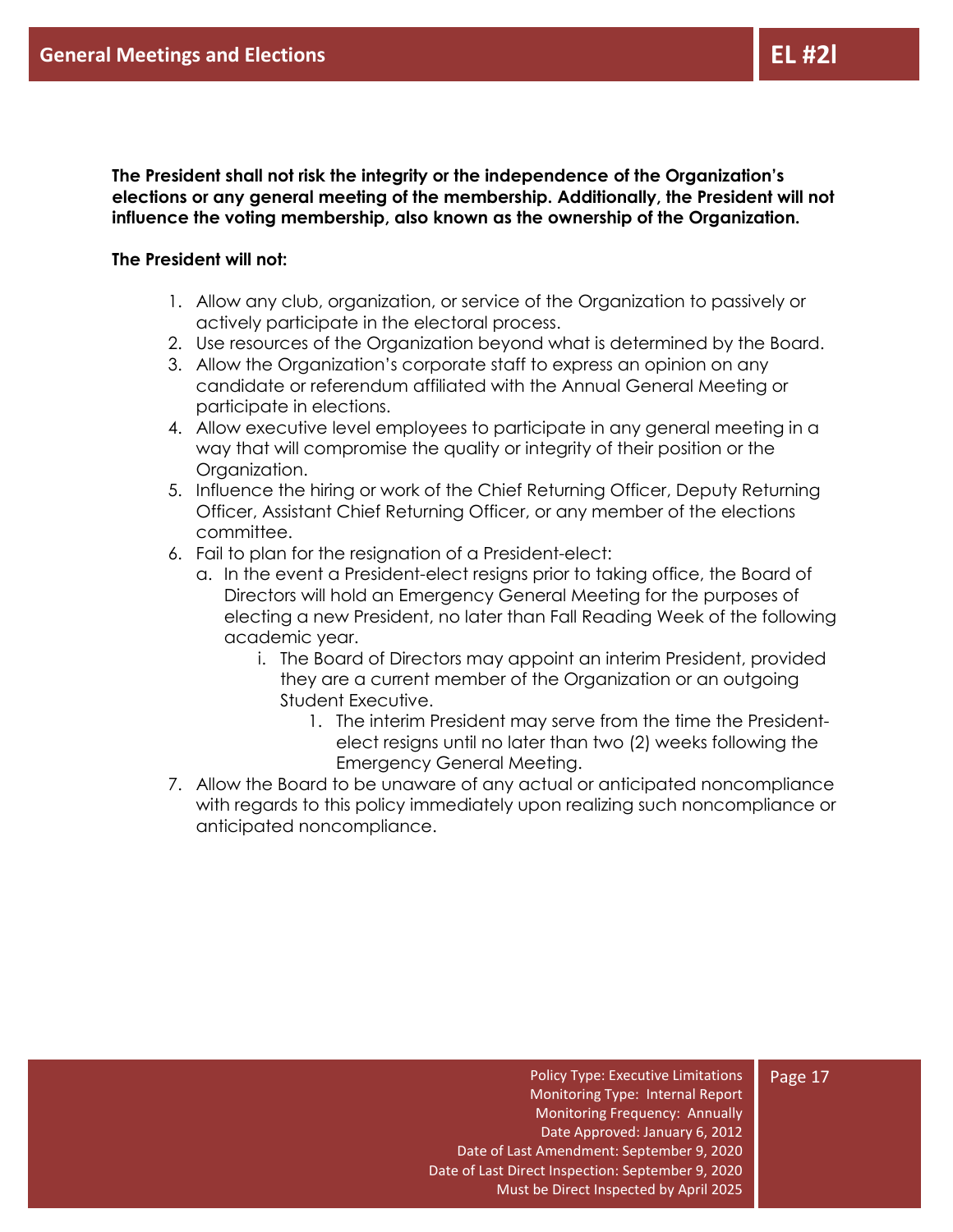# General Meetings and Elections

## EL #2l

**The President shall not risk the integrity or the independence of the Organization's elections or any general meeting of the membership. Additionally, the President will not influence the voting membership, also known as the ownership of the Organization.**

**The President will not:**

1. Allow any club, organization, or service of the Organization to passively or actively participate in the electoral process.
2. Use resources of the Organization beyond what is determined by the Board.
3. Allow the Organization's corporate staff to express an opinion on any candidate or referendum affiliated with the Annual General Meeting or participate in elections.
4. Allow executive level employees to participate in any general meeting in a way that will compromise the quality or integrity of their position or the Organization.
5. Influence the hiring or work of the Chief Returning Officer, Deputy Returning Officer, Assistant Chief Returning Officer, or any member of the elections committee.
6. Fail to plan for the resignation of a President-elect:
   a. In the event a President-elect resigns prior to taking office, the Board of Directors will hold an Emergency General Meeting for the purposes of electing a new President, no later than Fall Reading Week of the following academic year.
      i. The Board of Directors may appoint an interim President, provided they are a current member of the Organization or an outgoing Student Executive.
         1. The interim President may serve from the time the President-elect resigns until no later than two (2) weeks following the Emergency General Meeting.
7. Allow the Board to be unaware of any actual or anticipated noncompliance with regards to this policy immediately upon realizing such noncompliance or anticipated noncompliance.

Policy Type: Executive Limitations
Monitoring Type: Internal Report
Monitoring Frequency: Annually
Date Approved: January 6, 2012
Date of Last Amendment: September 9, 2020
Date of Last Direct Inspection: September 9, 2020
Must be Direct Inspected by April 2025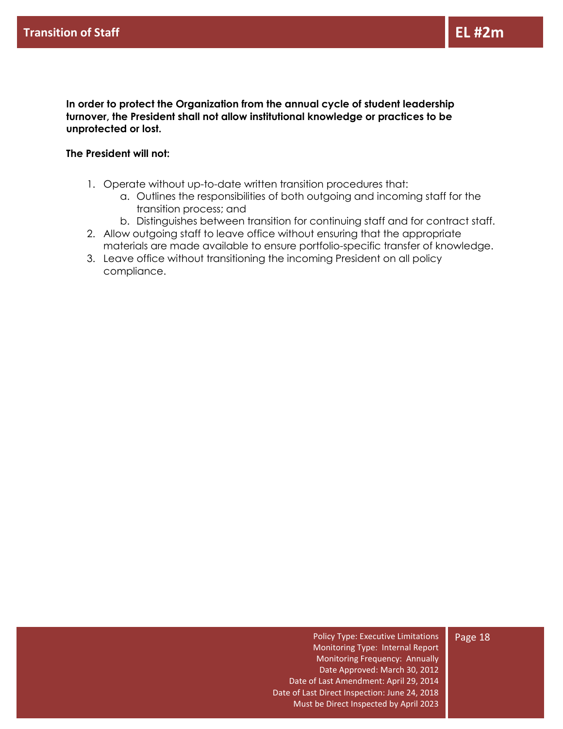## Transition of Staff — EL #2m

**In order to protect the Organization from the annual cycle of student leadership turnover, the President shall not allow institutional knowledge or practices to be unprotected or lost.**

**The President will not:**

1. Operate without up-to-date written transition procedures that:
    a. Outlines the responsibilities of both outgoing and incoming staff for the transition process; and
    b. Distinguishes between transition for continuing staff and for contract staff.
2. Allow outgoing staff to leave office without ensuring that the appropriate materials are made available to ensure portfolio-specific transfer of knowledge.
3. Leave office without transitioning the incoming President on all policy compliance.

Policy Type: Executive Limitations
Monitoring Type: Internal Report
Monitoring Frequency: Annually
Date Approved: March 30, 2012
Date of Last Amendment: April 29, 2014
Date of Last Direct Inspection: June 24, 2018
Must be Direct Inspected by April 2023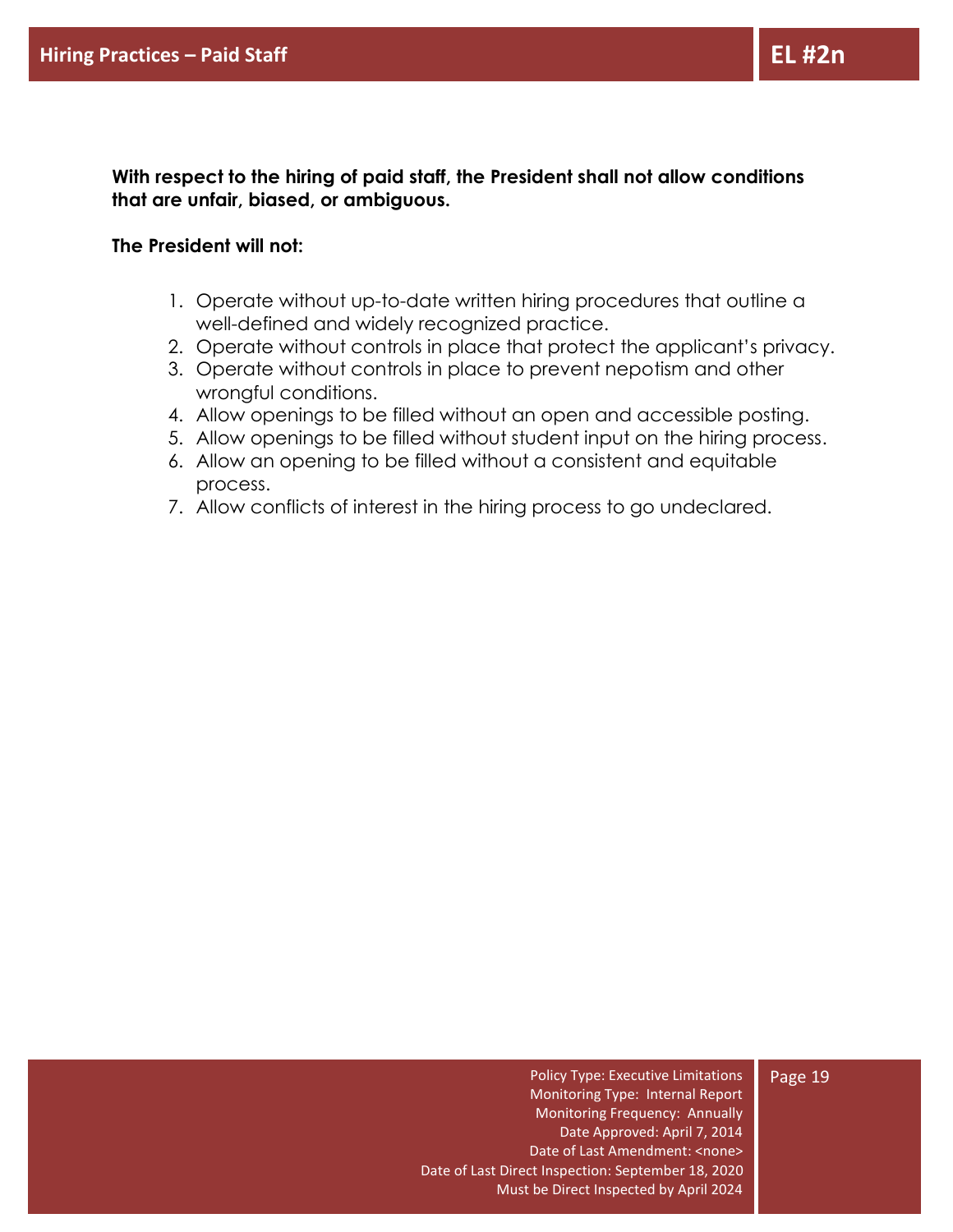## Hiring Practices – Paid Staff

## EL #2n

**With respect to the hiring of paid staff, the President shall not allow conditions that are unfair, biased, or ambiguous.**

**The President will not:**

1. Operate without up-to-date written hiring procedures that outline a well-defined and widely recognized practice.
2. Operate without controls in place that protect the applicant's privacy.
3. Operate without controls in place to prevent nepotism and other wrongful conditions.
4. Allow openings to be filled without an open and accessible posting.
5. Allow openings to be filled without student input on the hiring process.
6. Allow an opening to be filled without a consistent and equitable process.
7. Allow conflicts of interest in the hiring process to go undeclared.

Policy Type: Executive Limitations
Monitoring Type: Internal Report
Monitoring Frequency: Annually
Date Approved: April 7, 2014
Date of Last Amendment: <none>
Date of Last Direct Inspection: September 18, 2020
Must be Direct Inspected by April 2024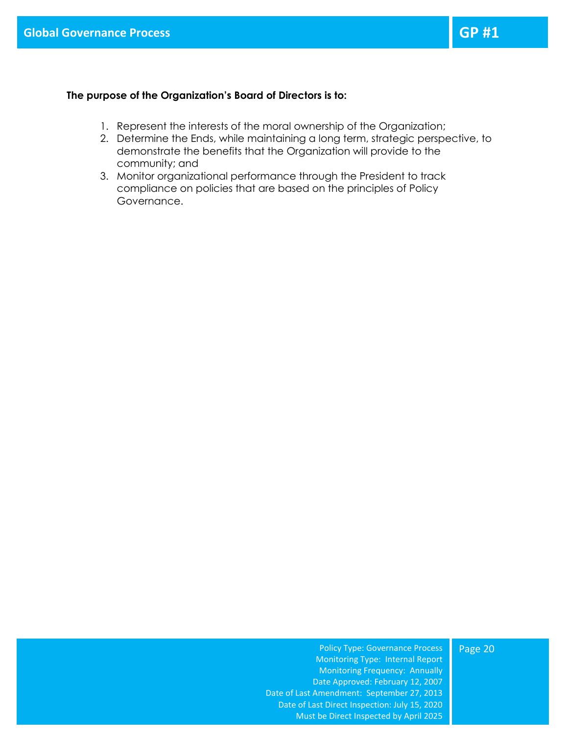# Global Governance Process

## GP #1

**The purpose of the Organization's Board of Directors is to:**

1. Represent the interests of the moral ownership of the Organization;
2. Determine the Ends, while maintaining a long term, strategic perspective, to demonstrate the benefits that the Organization will provide to the community; and
3. Monitor organizational performance through the President to track compliance on policies that are based on the principles of Policy Governance.

Policy Type: Governance Process
Monitoring Type: Internal Report
Monitoring Frequency: Annually
Date Approved: February 12, 2007
Date of Last Amendment: September 27, 2013
Date of Last Direct Inspection: July 15, 2020
Must be Direct Inspected by April 2025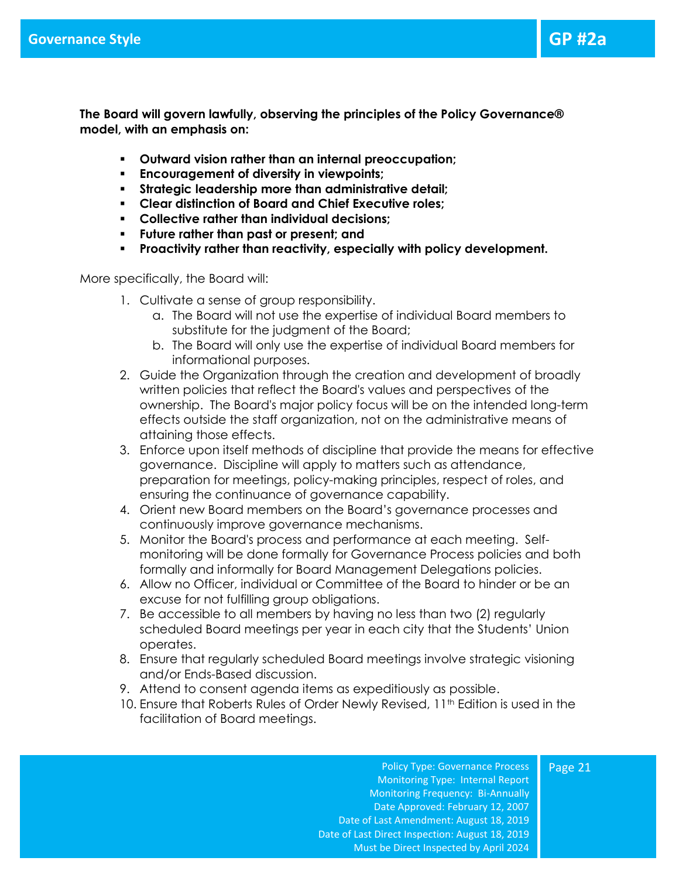# Governance Style — GP #2a

**The Board will govern lawfully, observing the principles of the Policy Governance® model, with an emphasis on:**

- **Outward vision rather than an internal preoccupation;**
- **Encouragement of diversity in viewpoints;**
- **Strategic leadership more than administrative detail;**
- **Clear distinction of Board and Chief Executive roles;**
- **Collective rather than individual decisions;**
- **Future rather than past or present; and**
- **Proactivity rather than reactivity, especially with policy development.**

More specifically, the Board will:

1. Cultivate a sense of group responsibility.
   a. The Board will not use the expertise of individual Board members to substitute for the judgment of the Board;
   b. The Board will only use the expertise of individual Board members for informational purposes.
2. Guide the Organization through the creation and development of broadly written policies that reflect the Board's values and perspectives of the ownership. The Board's major policy focus will be on the intended long-term effects outside the staff organization, not on the administrative means of attaining those effects.
3. Enforce upon itself methods of discipline that provide the means for effective governance. Discipline will apply to matters such as attendance, preparation for meetings, policy-making principles, respect of roles, and ensuring the continuance of governance capability.
4. Orient new Board members on the Board's governance processes and continuously improve governance mechanisms.
5. Monitor the Board's process and performance at each meeting. Self-monitoring will be done formally for Governance Process policies and both formally and informally for Board Management Delegations policies.
6. Allow no Officer, individual or Committee of the Board to hinder or be an excuse for not fulfilling group obligations.
7. Be accessible to all members by having no less than two (2) regularly scheduled Board meetings per year in each city that the Students' Union operates.
8. Ensure that regularly scheduled Board meetings involve strategic visioning and/or Ends-Based discussion.
9. Attend to consent agenda items as expeditiously as possible.
10. Ensure that Roberts Rules of Order Newly Revised, 11th Edition is used in the facilitation of Board meetings.

Policy Type: Governance Process
Monitoring Type: Internal Report
Monitoring Frequency: Bi-Annually
Date Approved: February 12, 2007
Date of Last Amendment: August 18, 2019
Date of Last Direct Inspection: August 18, 2019
Must be Direct Inspected by April 2024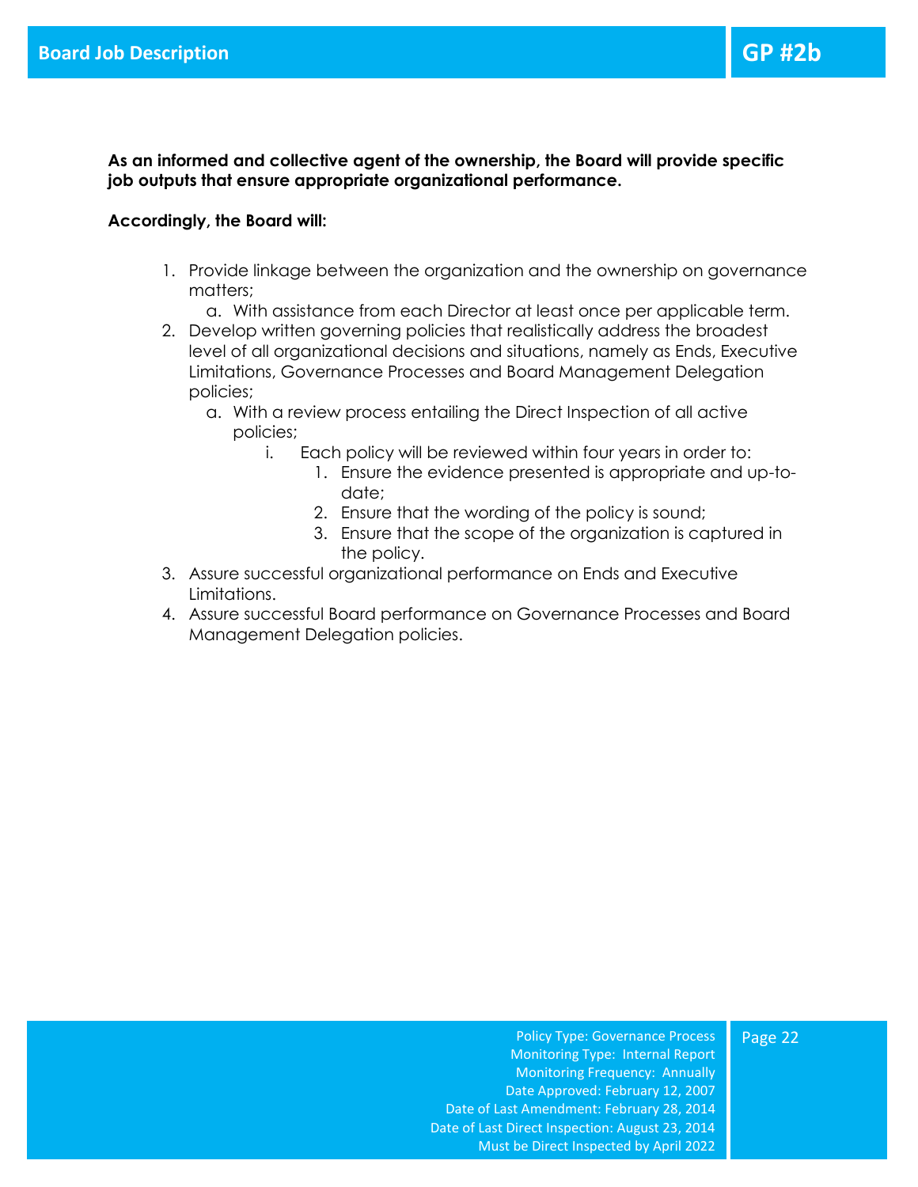# Board Job Description

## GP #2b

**As an informed and collective agent of the ownership, the Board will provide specific job outputs that ensure appropriate organizational performance.**

**Accordingly, the Board will:**

1. Provide linkage between the organization and the ownership on governance matters;
    a. With assistance from each Director at least once per applicable term.
2. Develop written governing policies that realistically address the broadest level of all organizational decisions and situations, namely as Ends, Executive Limitations, Governance Processes and Board Management Delegation policies;
    a. With a review process entailing the Direct Inspection of all active policies;
        i. Each policy will be reviewed within four years in order to:
            1. Ensure the evidence presented is appropriate and up-to-date;
            2. Ensure that the wording of the policy is sound;
            3. Ensure that the scope of the organization is captured in the policy.
3. Assure successful organizational performance on Ends and Executive Limitations.
4. Assure successful Board performance on Governance Processes and Board Management Delegation policies.

Policy Type: Governance Process
Monitoring Type: Internal Report
Monitoring Frequency: Annually
Date Approved: February 12, 2007
Date of Last Amendment: February 28, 2014
Date of Last Direct Inspection: August 23, 2014
Must be Direct Inspected by April 2022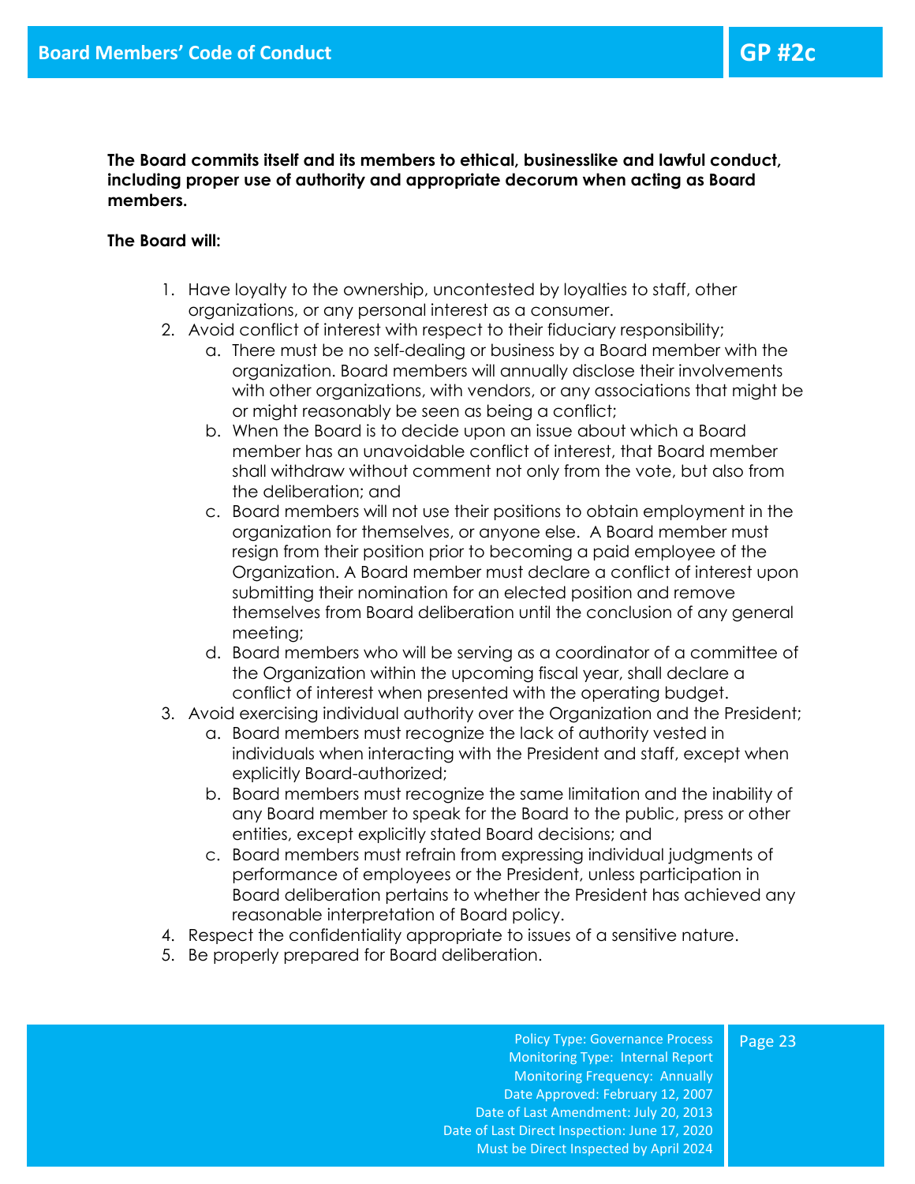# Board Members' Code of Conduct

## GP #2c

**The Board commits itself and its members to ethical, businesslike and lawful conduct, including proper use of authority and appropriate decorum when acting as Board members.**

**The Board will:**

1. Have loyalty to the ownership, uncontested by loyalties to staff, other organizations, or any personal interest as a consumer.
2. Avoid conflict of interest with respect to their fiduciary responsibility;
   a. There must be no self-dealing or business by a Board member with the organization. Board members will annually disclose their involvements with other organizations, with vendors, or any associations that might be or might reasonably be seen as being a conflict;
   b. When the Board is to decide upon an issue about which a Board member has an unavoidable conflict of interest, that Board member shall withdraw without comment not only from the vote, but also from the deliberation; and
   c. Board members will not use their positions to obtain employment in the organization for themselves, or anyone else. A Board member must resign from their position prior to becoming a paid employee of the Organization. A Board member must declare a conflict of interest upon submitting their nomination for an elected position and remove themselves from Board deliberation until the conclusion of any general meeting;
   d. Board members who will be serving as a coordinator of a committee of the Organization within the upcoming fiscal year, shall declare a conflict of interest when presented with the operating budget.
3. Avoid exercising individual authority over the Organization and the President;
   a. Board members must recognize the lack of authority vested in individuals when interacting with the President and staff, except when explicitly Board-authorized;
   b. Board members must recognize the same limitation and the inability of any Board member to speak for the Board to the public, press or other entities, except explicitly stated Board decisions; and
   c. Board members must refrain from expressing individual judgments of performance of employees or the President, unless participation in Board deliberation pertains to whether the President has achieved any reasonable interpretation of Board policy.
4. Respect the confidentiality appropriate to issues of a sensitive nature.
5. Be properly prepared for Board deliberation.

Policy Type: Governance Process
Monitoring Type: Internal Report
Monitoring Frequency: Annually
Date Approved: February 12, 2007
Date of Last Amendment: July 20, 2013
Date of Last Direct Inspection: June 17, 2020
Must be Direct Inspected by April 2024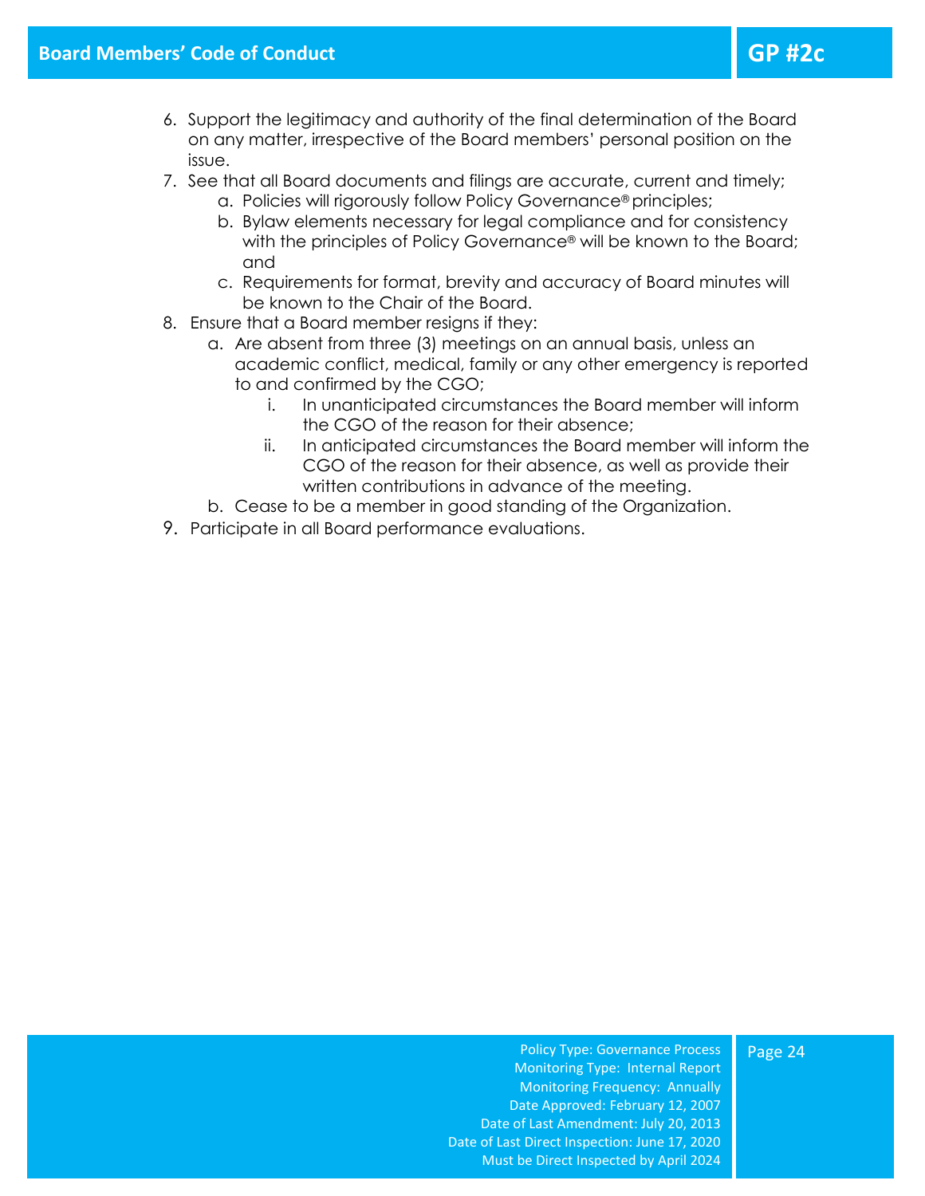6. Support the legitimacy and authority of the final determination of the Board on any matter, irrespective of the Board members' personal position on the issue.
7. See that all Board documents and filings are accurate, current and timely;
   a. Policies will rigorously follow Policy Governance® principles;
   b. Bylaw elements necessary for legal compliance and for consistency with the principles of Policy Governance® will be known to the Board; and
   c. Requirements for format, brevity and accuracy of Board minutes will be known to the Chair of the Board.
8. Ensure that a Board member resigns if they:
   a. Are absent from three (3) meetings on an annual basis, unless an academic conflict, medical, family or any other emergency is reported to and confirmed by the CGO;
      i. In unanticipated circumstances the Board member will inform the CGO of the reason for their absence;
      ii. In anticipated circumstances the Board member will inform the CGO of the reason for their absence, as well as provide their written contributions in advance of the meeting.
   b. Cease to be a member in good standing of the Organization.
9. Participate in all Board performance evaluations.

Policy Type: Governance Process
Monitoring Type: Internal Report
Monitoring Frequency: Annually
Date Approved: February 12, 2007
Date of Last Amendment: July 20, 2013
Date of Last Direct Inspection: June 17, 2020
Must be Direct Inspected by April 2024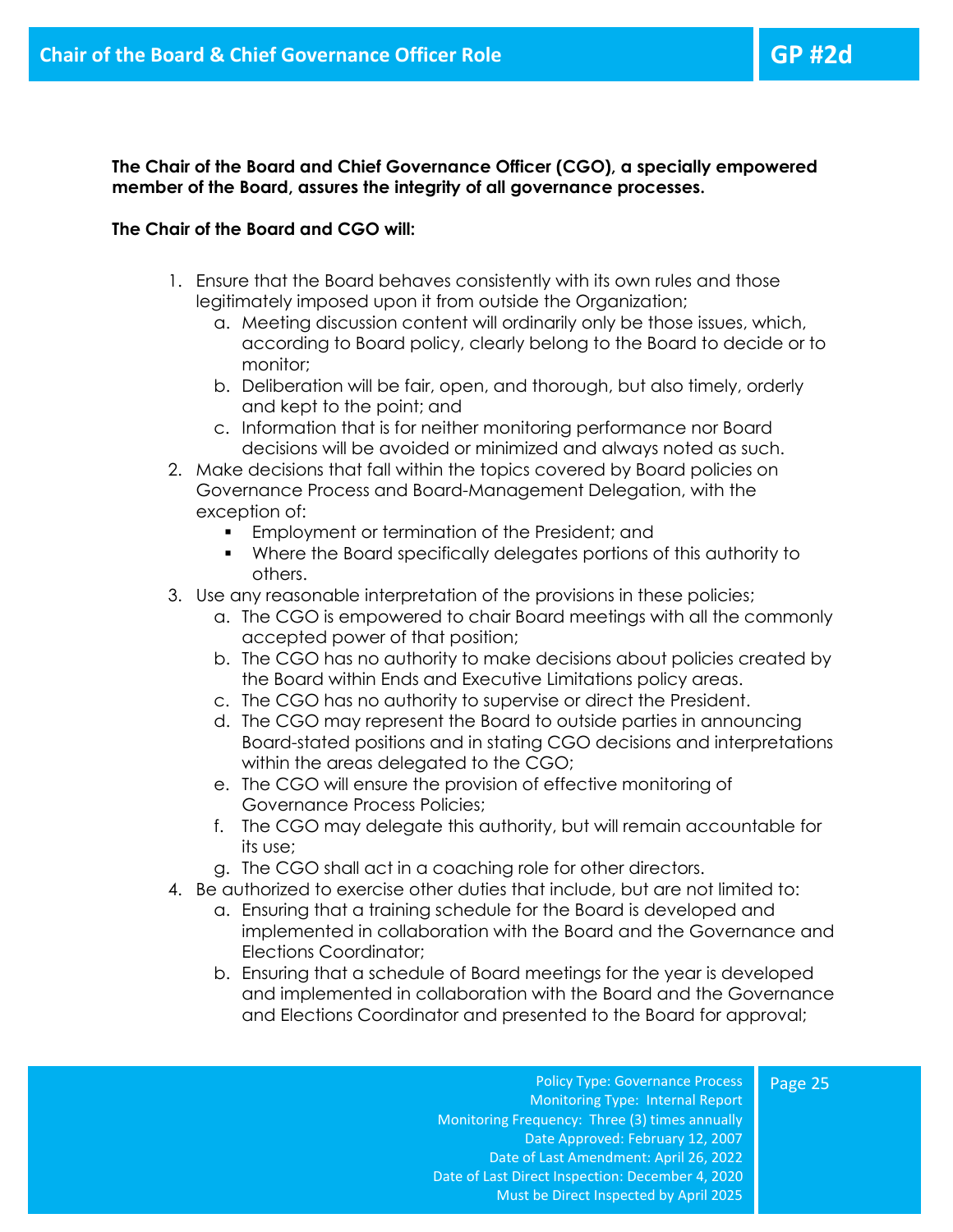# Chair of the Board & Chief Governance Officer Role

## GP #2d

**The Chair of the Board and Chief Governance Officer (CGO), a specially empowered member of the Board, assures the integrity of all governance processes.**

**The Chair of the Board and CGO will:**

1. Ensure that the Board behaves consistently with its own rules and those legitimately imposed upon it from outside the Organization;
   a. Meeting discussion content will ordinarily only be those issues, which, according to Board policy, clearly belong to the Board to decide or to monitor;
   b. Deliberation will be fair, open, and thorough, but also timely, orderly and kept to the point; and
   c. Information that is for neither monitoring performance nor Board decisions will be avoided or minimized and always noted as such.
2. Make decisions that fall within the topics covered by Board policies on Governance Process and Board-Management Delegation, with the exception of:
   - Employment or termination of the President; and
   - Where the Board specifically delegates portions of this authority to others.
3. Use any reasonable interpretation of the provisions in these policies;
   a. The CGO is empowered to chair Board meetings with all the commonly accepted power of that position;
   b. The CGO has no authority to make decisions about policies created by the Board within Ends and Executive Limitations policy areas.
   c. The CGO has no authority to supervise or direct the President.
   d. The CGO may represent the Board to outside parties in announcing Board-stated positions and in stating CGO decisions and interpretations within the areas delegated to the CGO;
   e. The CGO will ensure the provision of effective monitoring of Governance Process Policies;
   f. The CGO may delegate this authority, but will remain accountable for its use;
   g. The CGO shall act in a coaching role for other directors.
4. Be authorized to exercise other duties that include, but are not limited to:
   a. Ensuring that a training schedule for the Board is developed and implemented in collaboration with the Board and the Governance and Elections Coordinator;
   b. Ensuring that a schedule of Board meetings for the year is developed and implemented in collaboration with the Board and the Governance and Elections Coordinator and presented to the Board for approval;

Policy Type: Governance Process
Monitoring Type: Internal Report
Monitoring Frequency: Three (3) times annually
Date Approved: February 12, 2007
Date of Last Amendment: April 26, 2022
Date of Last Direct Inspection: December 4, 2020
Must be Direct Inspected by April 2025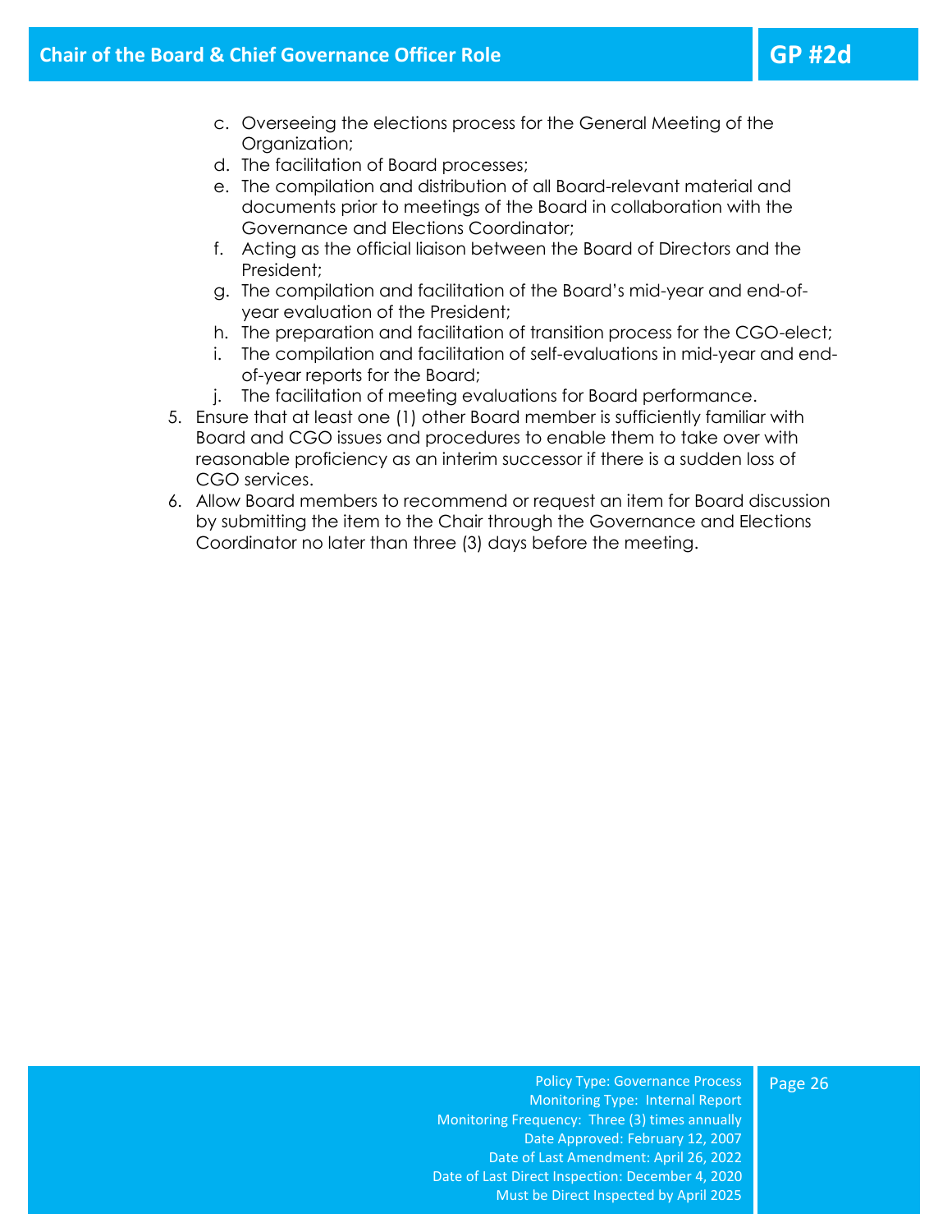c. Overseeing the elections process for the General Meeting of the Organization;
d. The facilitation of Board processes;
e. The compilation and distribution of all Board-relevant material and documents prior to meetings of the Board in collaboration with the Governance and Elections Coordinator;
f. Acting as the official liaison between the Board of Directors and the President;
g. The compilation and facilitation of the Board's mid-year and end-of-year evaluation of the President;
h. The preparation and facilitation of transition process for the CGO-elect;
i. The compilation and facilitation of self-evaluations in mid-year and end-of-year reports for the Board;
j. The facilitation of meeting evaluations for Board performance.

5. Ensure that at least one (1) other Board member is sufficiently familiar with Board and CGO issues and procedures to enable them to take over with reasonable proficiency as an interim successor if there is a sudden loss of CGO services.
6. Allow Board members to recommend or request an item for Board discussion by submitting the item to the Chair through the Governance and Elections Coordinator no later than three (3) days before the meeting.

Policy Type: Governance Process
Monitoring Type: Internal Report
Monitoring Frequency: Three (3) times annually
Date Approved: February 12, 2007
Date of Last Amendment: April 26, 2022
Date of Last Direct Inspection: December 4, 2020
Must be Direct Inspected by April 2025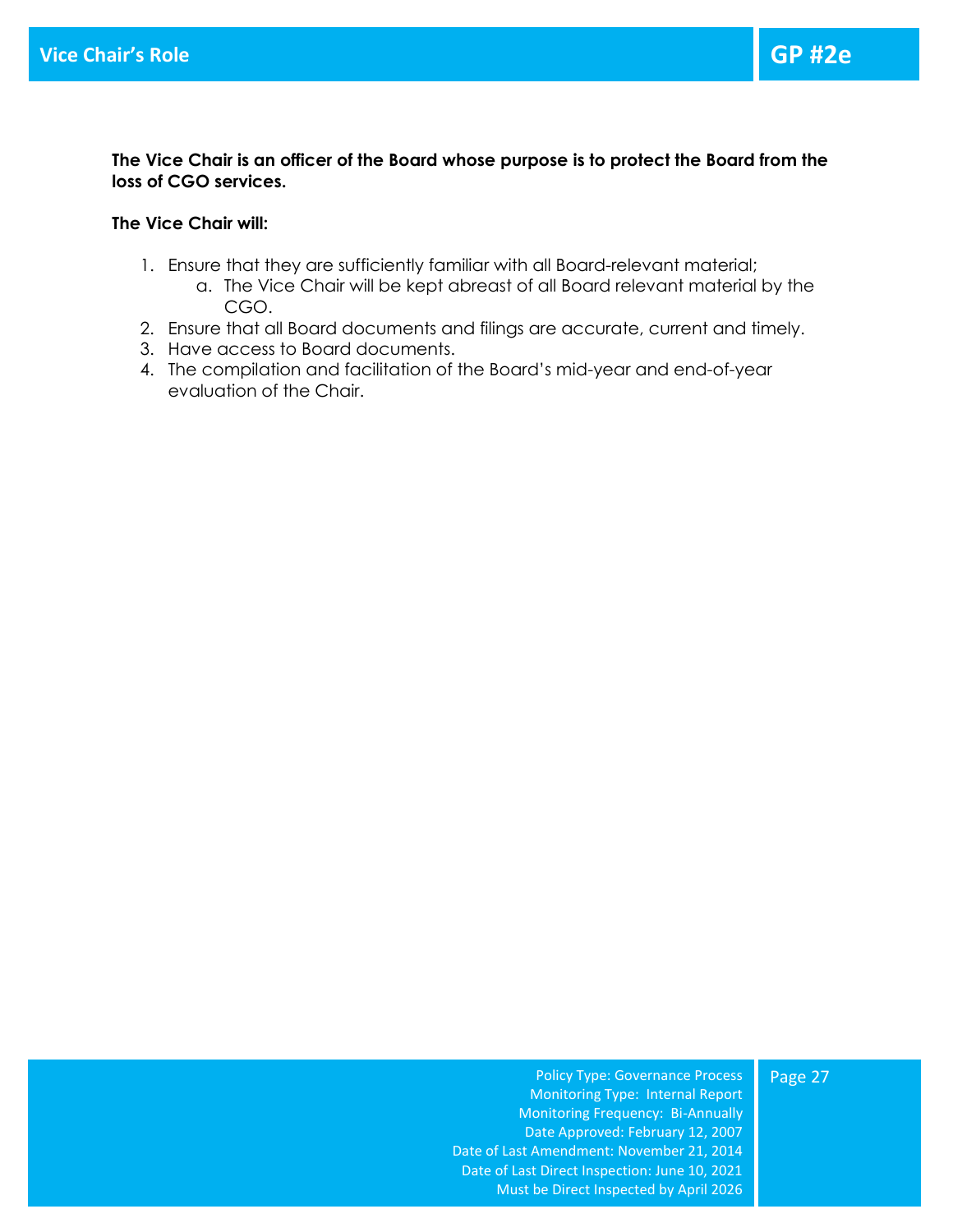# Vice Chair's Role

## GP #2e

**The Vice Chair is an officer of the Board whose purpose is to protect the Board from the loss of CGO services.**

**The Vice Chair will:**

1. Ensure that they are sufficiently familiar with all Board-relevant material;
   a. The Vice Chair will be kept abreast of all Board relevant material by the CGO.
2. Ensure that all Board documents and filings are accurate, current and timely.
3. Have access to Board documents.
4. The compilation and facilitation of the Board's mid-year and end-of-year evaluation of the Chair.

Policy Type: Governance Process
Monitoring Type: Internal Report
Monitoring Frequency: Bi-Annually
Date Approved: February 12, 2007
Date of Last Amendment: November 21, 2014
Date of Last Direct Inspection: June 10, 2021
Must be Direct Inspected by April 2026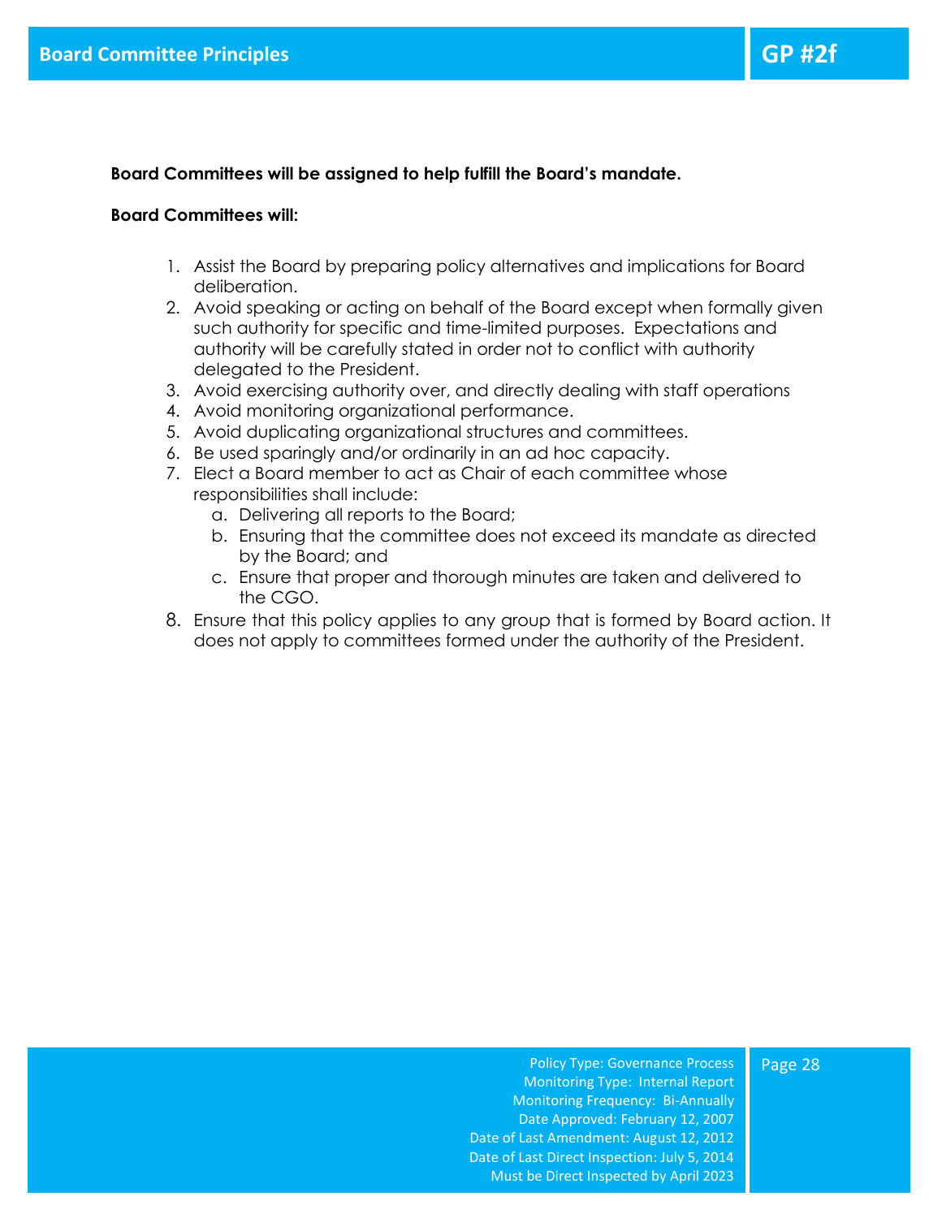# Board Committee Principles

## GP #2f

**Board Committees will be assigned to help fulfill the Board's mandate.**

**Board Committees will:**

1. Assist the Board by preparing policy alternatives and implications for Board deliberation.
2. Avoid speaking or acting on behalf of the Board except when formally given such authority for specific and time-limited purposes. Expectations and authority will be carefully stated in order not to conflict with authority delegated to the President.
3. Avoid exercising authority over, and directly dealing with staff operations
4. Avoid monitoring organizational performance.
5. Avoid duplicating organizational structures and committees.
6. Be used sparingly and/or ordinarily in an ad hoc capacity.
7. Elect a Board member to act as Chair of each committee whose responsibilities shall include:
   a. Delivering all reports to the Board;
   b. Ensuring that the committee does not exceed its mandate as directed by the Board; and
   c. Ensure that proper and thorough minutes are taken and delivered to the CGO.
8. Ensure that this policy applies to any group that is formed by Board action. It does not apply to committees formed under the authority of the President.

Policy Type: Governance Process
Monitoring Type: Internal Report
Monitoring Frequency: Bi-Annually
Date Approved: February 12, 2007
Date of Last Amendment: August 12, 2012
Date of Last Direct Inspection: July 5, 2014
Must be Direct Inspected by April 2023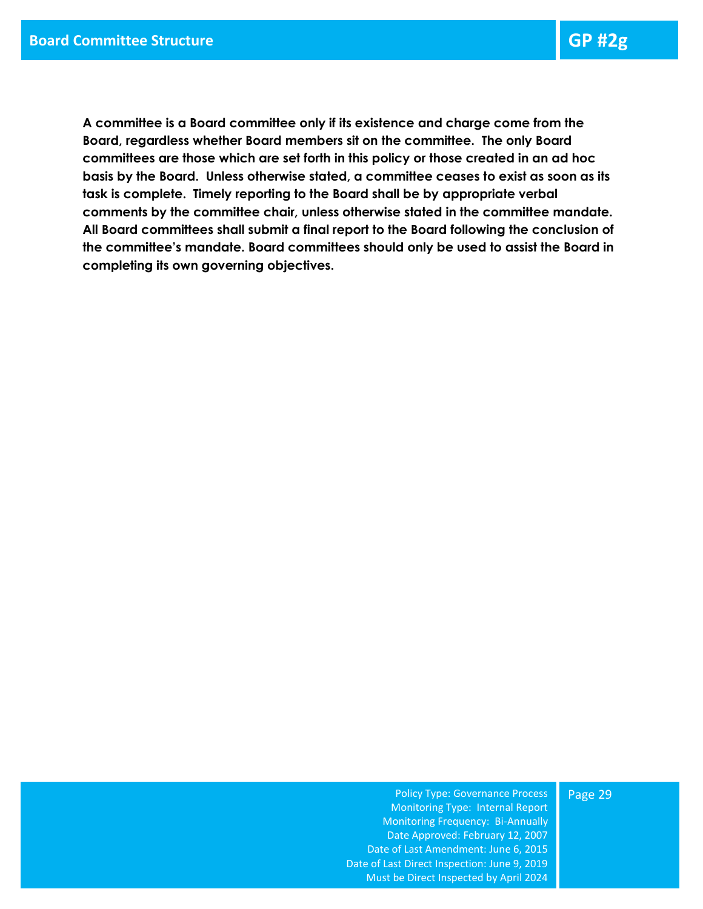# Board Committee Structure

**GP #2g**

**A committee is a Board committee only if its existence and charge come from the Board, regardless whether Board members sit on the committee. The only Board committees are those which are set forth in this policy or those created in an ad hoc basis by the Board. Unless otherwise stated, a committee ceases to exist as soon as its task is complete. Timely reporting to the Board shall be by appropriate verbal comments by the committee chair, unless otherwise stated in the committee mandate. All Board committees shall submit a final report to the Board following the conclusion of the committee's mandate. Board committees should only be used to assist the Board in completing its own governing objectives.**

Policy Type: Governance Process
Monitoring Type: Internal Report
Monitoring Frequency: Bi-Annually
Date Approved: February 12, 2007
Date of Last Amendment: June 6, 2015
Date of Last Direct Inspection: June 9, 2019
Must be Direct Inspected by April 2024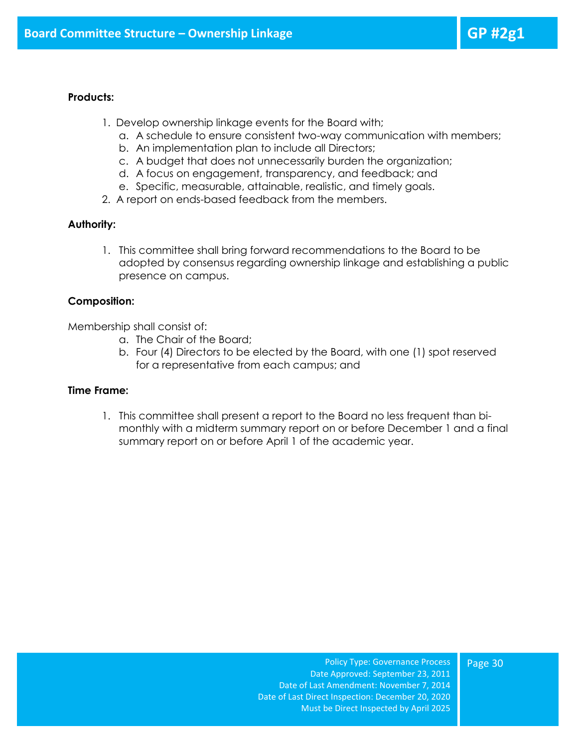## Board Committee Structure – Ownership Linkage

**GP #2g1**

**Products:**

1. Develop ownership linkage events for the Board with;
   a. A schedule to ensure consistent two-way communication with members;
   b. An implementation plan to include all Directors;
   c. A budget that does not unnecessarily burden the organization;
   d. A focus on engagement, transparency, and feedback; and
   e. Specific, measurable, attainable, realistic, and timely goals.
2. A report on ends-based feedback from the members.

**Authority:**

1. This committee shall bring forward recommendations to the Board to be adopted by consensus regarding ownership linkage and establishing a public presence on campus.

**Composition:**

Membership shall consist of:

a. The Chair of the Board;
b. Four (4) Directors to be elected by the Board, with one (1) spot reserved for a representative from each campus; and

**Time Frame:**

1. This committee shall present a report to the Board no less frequent than bi-monthly with a midterm summary report on or before December 1 and a final summary report on or before April 1 of the academic year.

Policy Type: Governance Process
Date Approved: September 23, 2011
Date of Last Amendment: November 7, 2014
Date of Last Direct Inspection: December 20, 2020
Must be Direct Inspected by April 2025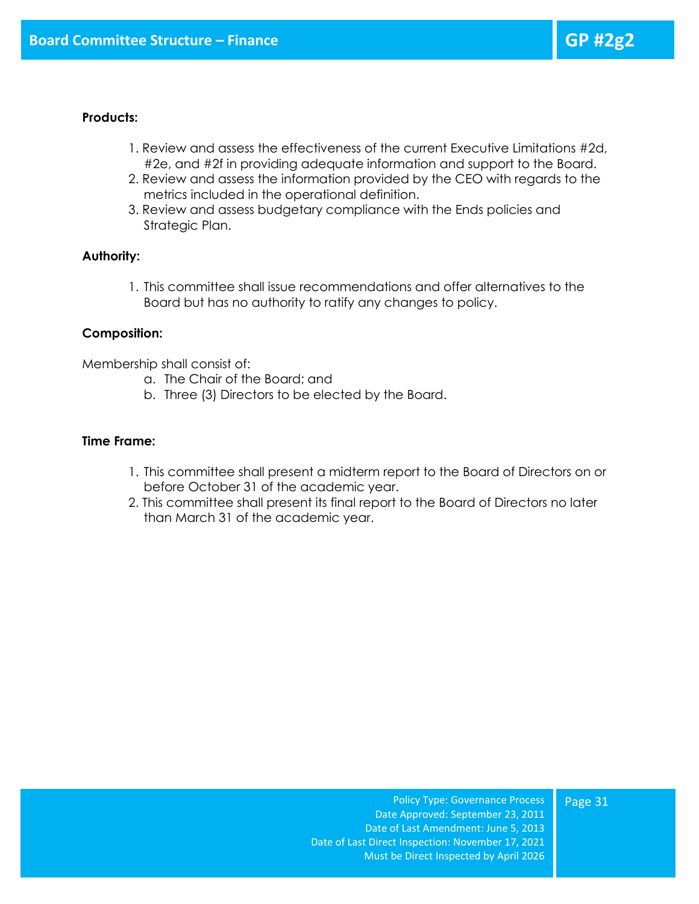# Board Committee Structure – Finance

## GP #2g2

**Products:**

1. Review and assess the effectiveness of the current Executive Limitations #2d, #2e, and #2f in providing adequate information and support to the Board.
2. Review and assess the information provided by the CEO with regards to the metrics included in the operational definition.
3. Review and assess budgetary compliance with the Ends policies and Strategic Plan.

**Authority:**

1. This committee shall issue recommendations and offer alternatives to the Board but has no authority to ratify any changes to policy.

**Composition:**

Membership shall consist of:

a. The Chair of the Board; and
b. Three (3) Directors to be elected by the Board.

**Time Frame:**

1. This committee shall present a midterm report to the Board of Directors on or before October 31 of the academic year.
2. This committee shall present its final report to the Board of Directors no later than March 31 of the academic year.

Policy Type: Governance Process
Date Approved: September 23, 2011
Date of Last Amendment: June 5, 2013
Date of Last Direct Inspection: November 17, 2021
Must be Direct Inspected by April 2026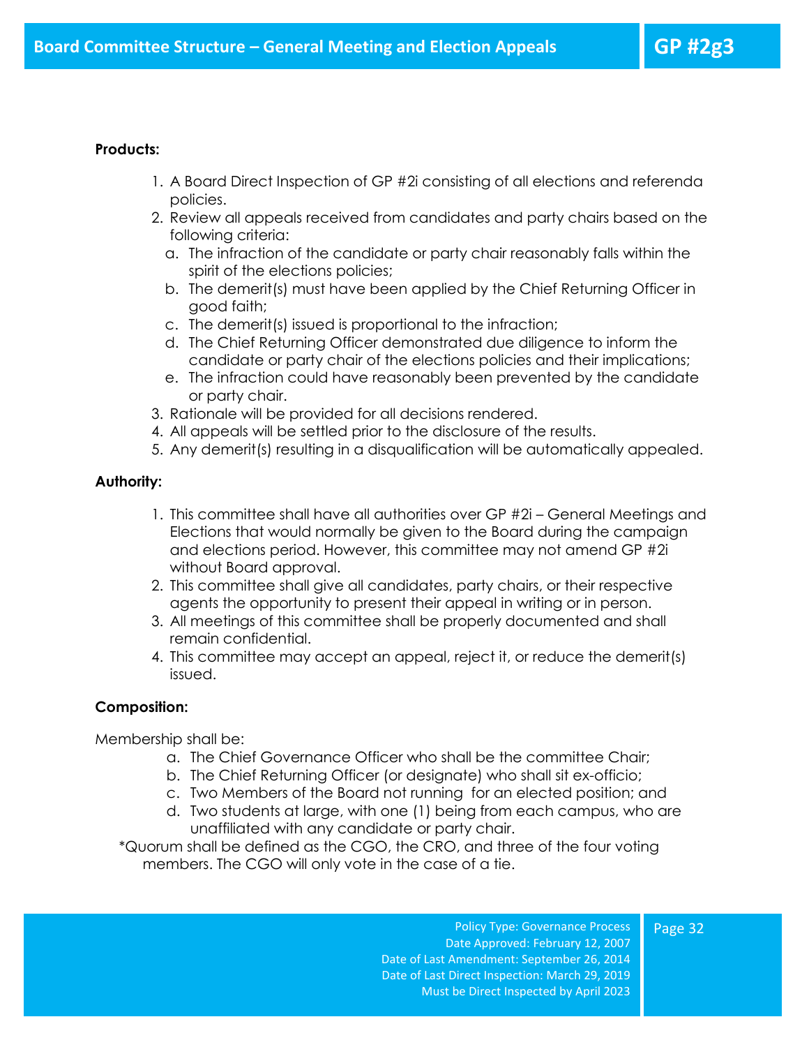# Board Committee Structure – General Meeting and Election Appeals

**GP #2g3**

**Products:**

1. A Board Direct Inspection of GP #2i consisting of all elections and referenda policies.
2. Review all appeals received from candidates and party chairs based on the following criteria:
   a. The infraction of the candidate or party chair reasonably falls within the spirit of the elections policies;
   b. The demerit(s) must have been applied by the Chief Returning Officer in good faith;
   c. The demerit(s) issued is proportional to the infraction;
   d. The Chief Returning Officer demonstrated due diligence to inform the candidate or party chair of the elections policies and their implications;
   e. The infraction could have reasonably been prevented by the candidate or party chair.
3. Rationale will be provided for all decisions rendered.
4. All appeals will be settled prior to the disclosure of the results.
5. Any demerit(s) resulting in a disqualification will be automatically appealed.

**Authority:**

1. This committee shall have all authorities over GP #2i – General Meetings and Elections that would normally be given to the Board during the campaign and elections period. However, this committee may not amend GP #2i without Board approval.
2. This committee shall give all candidates, party chairs, or their respective agents the opportunity to present their appeal in writing or in person.
3. All meetings of this committee shall be properly documented and shall remain confidential.
4. This committee may accept an appeal, reject it, or reduce the demerit(s) issued.

**Composition:**

Membership shall be:

a. The Chief Governance Officer who shall be the committee Chair;
b. The Chief Returning Officer (or designate) who shall sit ex-officio;
c. Two Members of the Board not running for an elected position; and
d. Two students at large, with one (1) being from each campus, who are unaffiliated with any candidate or party chair.

*Quorum shall be defined as the CGO, the CRO, and three of the four voting members. The CGO will only vote in the case of a tie.

Policy Type: Governance Process
Date Approved: February 12, 2007
Date of Last Amendment: September 26, 2014
Date of Last Direct Inspection: March 29, 2019
Must be Direct Inspected by April 2023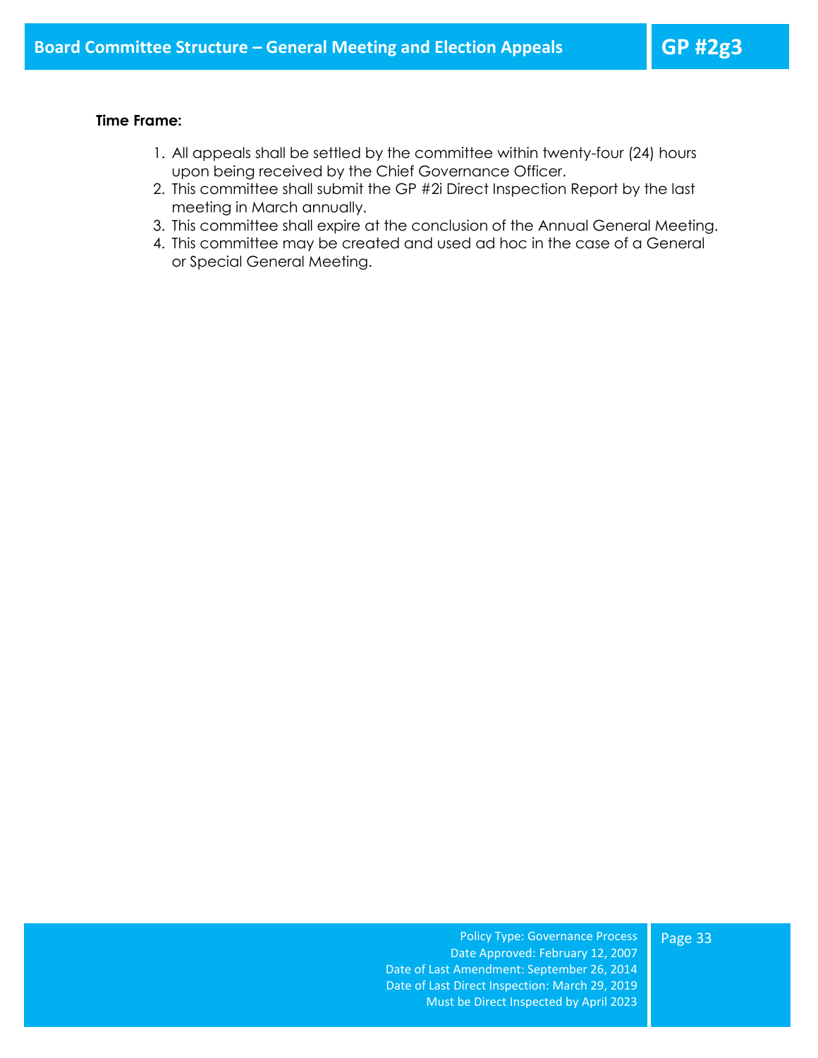**Time Frame:**

1. All appeals shall be settled by the committee within twenty-four (24) hours upon being received by the Chief Governance Officer.
2. This committee shall submit the GP #2i Direct Inspection Report by the last meeting in March annually.
3. This committee shall expire at the conclusion of the Annual General Meeting.
4. This committee may be created and used ad hoc in the case of a General or Special General Meeting.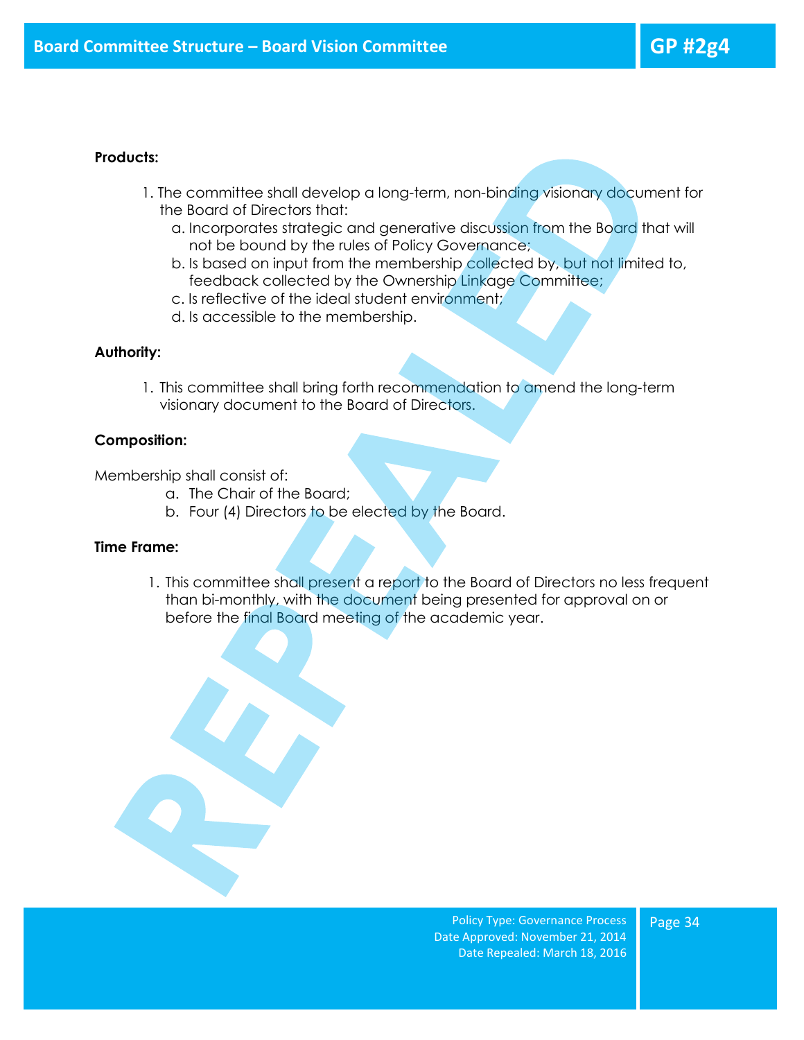# Board Committee Structure – Board Vision Committee

## GP #2g4

**Products:**

1. The committee shall develop a long-term, non-binding visionary document for the Board of Directors that:
    a. Incorporates strategic and generative discussion from the Board that will not be bound by the rules of Policy Governance;
    b. Is based on input from the membership collected by, but not limited to, feedback collected by the Ownership Linkage Committee;
    c. Is reflective of the ideal student environment;
    d. Is accessible to the membership.

**Authority:**

1. This committee shall bring forth recommendation to amend the long-term visionary document to the Board of Directors.

**Composition:**

Membership shall consist of:

a. The Chair of the Board;
b. Four (4) Directors to be elected by the Board.

**Time Frame:**

1. This committee shall present a report to the Board of Directors no less frequent than bi-monthly, with the document being presented for approval on or before the final Board meeting of the academic year.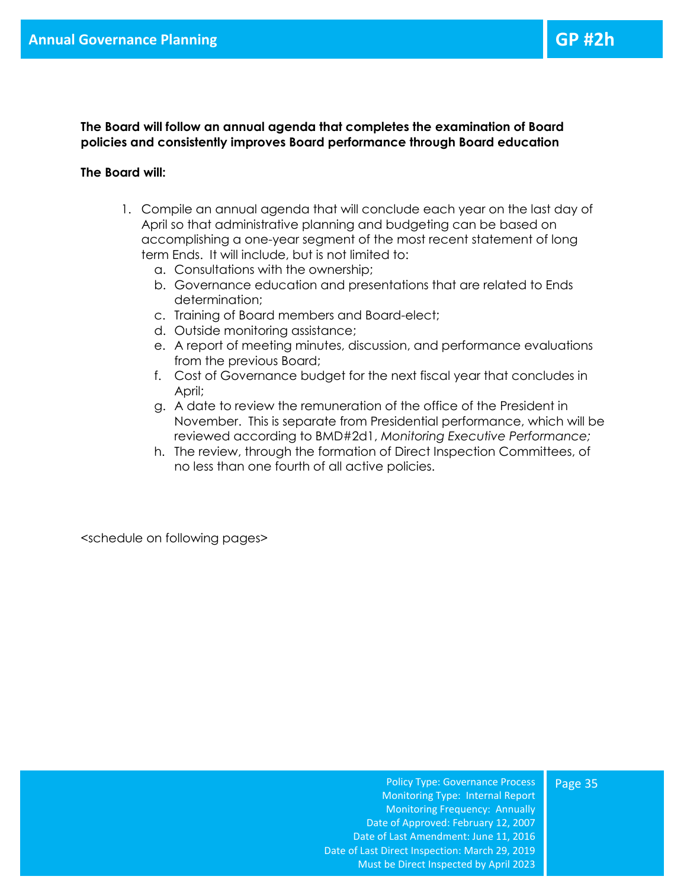# Annual Governance Planning

## GP #2h

**The Board will follow an annual agenda that completes the examination of Board policies and consistently improves Board performance through Board education**

**The Board will:**

1. Compile an annual agenda that will conclude each year on the last day of April so that administrative planning and budgeting can be based on accomplishing a one-year segment of the most recent statement of long term Ends. It will include, but is not limited to:
   a. Consultations with the ownership;
   b. Governance education and presentations that are related to Ends determination;
   c. Training of Board members and Board-elect;
   d. Outside monitoring assistance;
   e. A report of meeting minutes, discussion, and performance evaluations from the previous Board;
   f. Cost of Governance budget for the next fiscal year that concludes in April;
   g. A date to review the remuneration of the office of the President in November. This is separate from Presidential performance, which will be reviewed according to BMD#2d1, *Monitoring Executive Performance;*
   h. The review, through the formation of Direct Inspection Committees, of no less than one fourth of all active policies.

<schedule on following pages>

Policy Type: Governance Process
Monitoring Type: Internal Report
Monitoring Frequency: Annually
Date of Approved: February 12, 2007
Date of Last Amendment: June 11, 2016
Date of Last Direct Inspection: March 29, 2019
Must be Direct Inspected by April 2023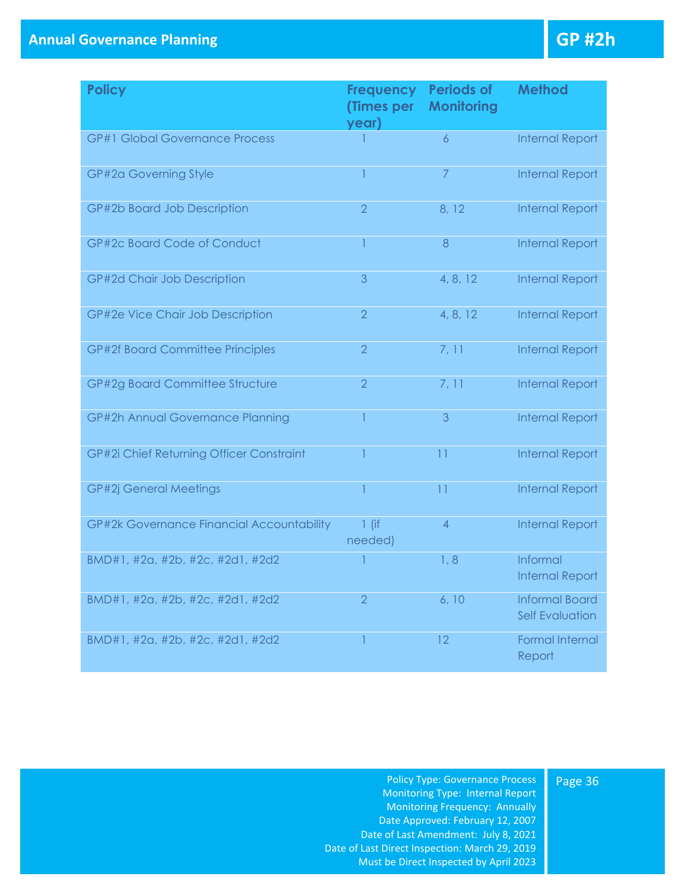# Annual Governance Planning

**GP #2h**

| Policy | Frequency (Times per year) | Periods of Monitoring | Method |
|---|---|---|---|
| GP#1 Global Governance Process | 1 | 6 | Internal Report |
| GP#2a Governing Style | 1 | 7 | Internal Report |
| GP#2b Board Job Description | 2 | 8, 12 | Internal Report |
| GP#2c Board Code of Conduct | 1 | 8 | Internal Report |
| GP#2d Chair Job Description | 3 | 4, 8, 12 | Internal Report |
| GP#2e Vice Chair Job Description | 2 | 4, 8, 12 | Internal Report |
| GP#2f Board Committee Principles | 2 | 7, 11 | Internal Report |
| GP#2g Board Committee Structure | 2 | 7, 11 | Internal Report |
| GP#2h Annual Governance Planning | 1 | 3 | Internal Report |
| GP#2i Chief Returning Officer Constraint | 1 | 11 | Internal Report |
| GP#2j General Meetings | 1 | 11 | Internal Report |
| GP#2k Governance Financial Accountability | 1 (if needed) | 4 | Internal Report |
| BMD#1, #2a, #2b, #2c, #2d1, #2d2 | 1 | 1, 8 | Informal Internal Report |
| BMD#1, #2a, #2b, #2c, #2d1, #2d2 | 2 | 6, 10 | Informal Board Self Evaluation |
| BMD#1, #2a, #2b, #2c, #2d1, #2d2 | 1 | 12 | Formal Internal Report |

Policy Type: Governance Process
Monitoring Type: Internal Report
Monitoring Frequency: Annually
Date Approved: February 12, 2007
Date of Last Amendment: July 8, 2021
Date of Last Direct Inspection: March 29, 2019
Must be Direct Inspected by April 2023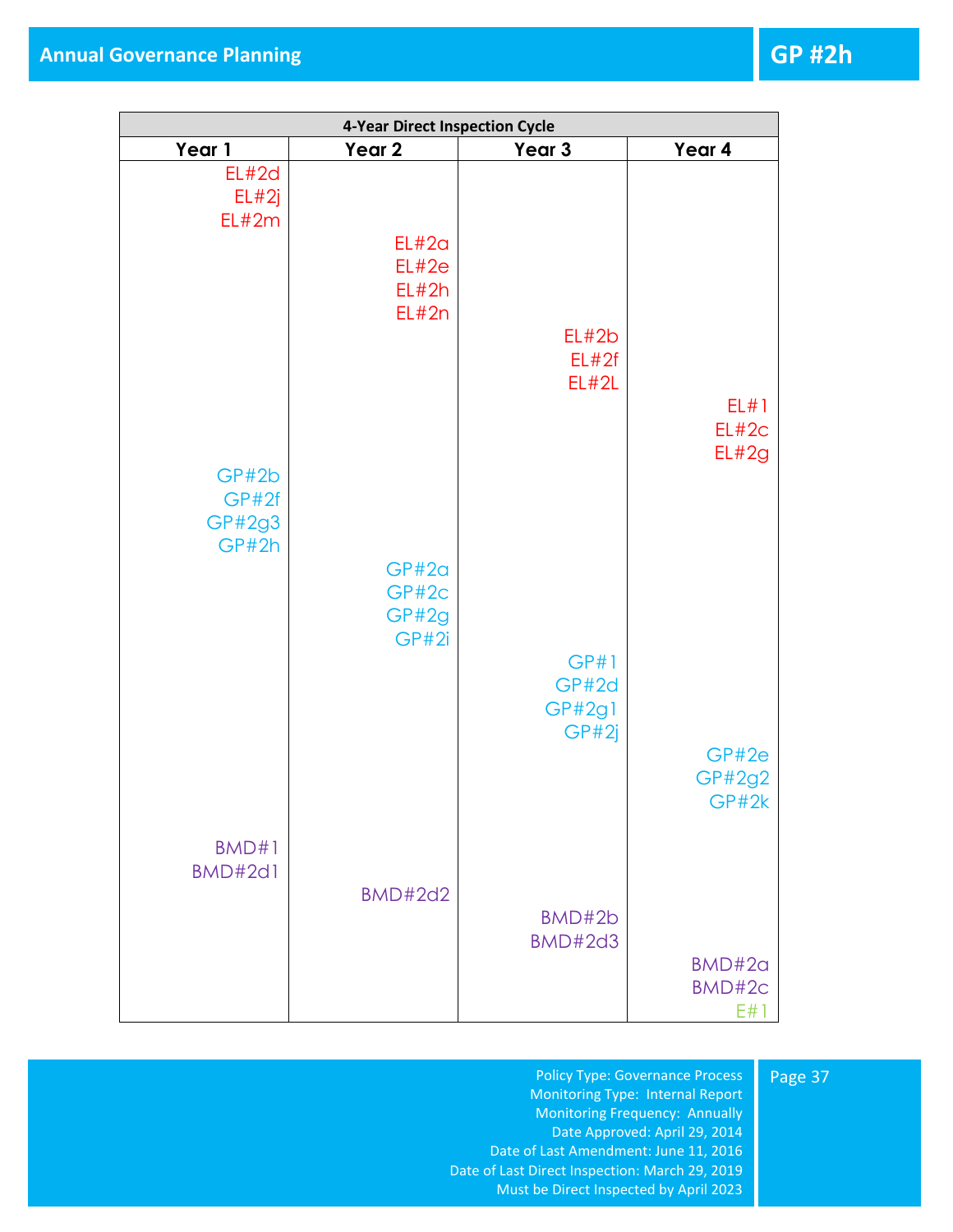# Annual Governance Planning

## GP #2h

| 4-Year Direct Inspection Cycle | | | |
|---|---|---|---|
| **Year 1** | **Year 2** | **Year 3** | **Year 4** |
| EL#2d<br>EL#2j<br>EL#2m | | | |
| | EL#2a<br>EL#2e<br>EL#2h<br>EL#2n | | |
| | | EL#2b<br>EL#2f<br>EL#2L | |
| | | | EL#1<br>EL#2c<br>EL#2g |
| GP#2b<br>GP#2f<br>GP#2g3<br>GP#2h | | | |
| | GP#2a<br>GP#2c<br>GP#2g<br>GP#2i | | |
| | | GP#1<br>GP#2d<br>GP#2g1<br>GP#2j | |
| | | | GP#2e<br>GP#2g2<br>GP#2k |
| BMD#1<br>BMD#2d1 | | | |
| | BMD#2d2 | | |
| | | BMD#2b<br>BMD#2d3 | |
| | | | BMD#2a<br>BMD#2c<br>E#1 |

Policy Type: Governance Process
Monitoring Type: Internal Report
Monitoring Frequency: Annually
Date Approved: April 29, 2014
Date of Last Amendment: June 11, 2016
Date of Last Direct Inspection: March 29, 2019
Must be Direct Inspected by April 2023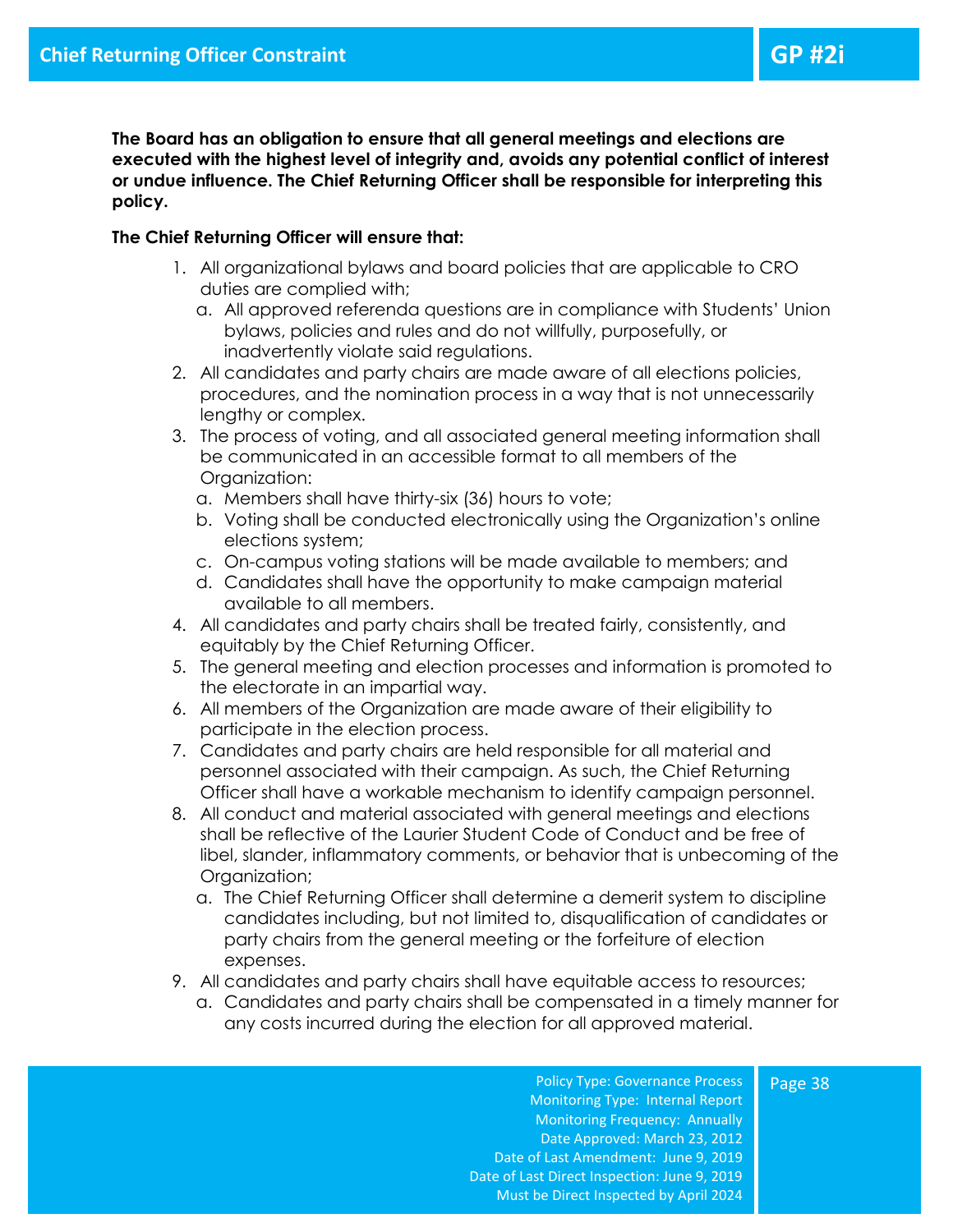# Chief Returning Officer Constraint

## GP #2i

**The Board has an obligation to ensure that all general meetings and elections are executed with the highest level of integrity and, avoids any potential conflict of interest or undue influence. The Chief Returning Officer shall be responsible for interpreting this policy.**

**The Chief Returning Officer will ensure that:**

1. All organizational bylaws and board policies that are applicable to CRO duties are complied with;
   a. All approved referenda questions are in compliance with Students' Union bylaws, policies and rules and do not willfully, purposefully, or inadvertently violate said regulations.
2. All candidates and party chairs are made aware of all elections policies, procedures, and the nomination process in a way that is not unnecessarily lengthy or complex.
3. The process of voting, and all associated general meeting information shall be communicated in an accessible format to all members of the Organization:
   a. Members shall have thirty-six (36) hours to vote;
   b. Voting shall be conducted electronically using the Organization's online elections system;
   c. On-campus voting stations will be made available to members; and
   d. Candidates shall have the opportunity to make campaign material available to all members.
4. All candidates and party chairs shall be treated fairly, consistently, and equitably by the Chief Returning Officer.
5. The general meeting and election processes and information is promoted to the electorate in an impartial way.
6. All members of the Organization are made aware of their eligibility to participate in the election process.
7. Candidates and party chairs are held responsible for all material and personnel associated with their campaign. As such, the Chief Returning Officer shall have a workable mechanism to identify campaign personnel.
8. All conduct and material associated with general meetings and elections shall be reflective of the Laurier Student Code of Conduct and be free of libel, slander, inflammatory comments, or behavior that is unbecoming of the Organization;
   a. The Chief Returning Officer shall determine a demerit system to discipline candidates including, but not limited to, disqualification of candidates or party chairs from the general meeting or the forfeiture of election expenses.
9. All candidates and party chairs shall have equitable access to resources;
   a. Candidates and party chairs shall be compensated in a timely manner for any costs incurred during the election for all approved material.

Policy Type: Governance Process
Monitoring Type: Internal Report
Monitoring Frequency: Annually
Date Approved: March 23, 2012
Date of Last Amendment: June 9, 2019
Date of Last Direct Inspection: June 9, 2019
Must be Direct Inspected by April 2024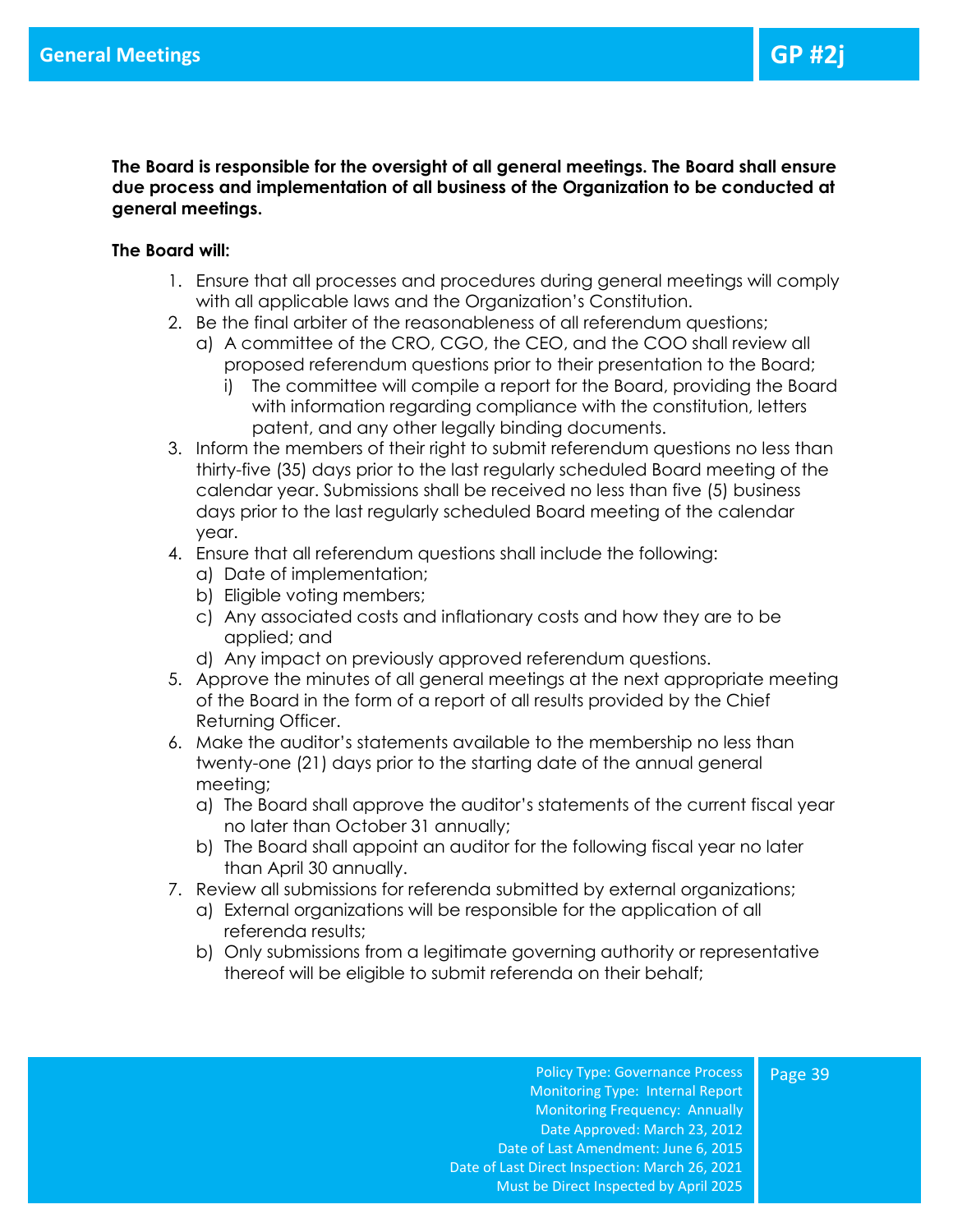## General Meetings

**GP #2j**

**The Board is responsible for the oversight of all general meetings. The Board shall ensure due process and implementation of all business of the Organization to be conducted at general meetings.**

**The Board will:**

1. Ensure that all processes and procedures during general meetings will comply with all applicable laws and the Organization's Constitution.
2. Be the final arbiter of the reasonableness of all referendum questions;
   a) A committee of the CRO, CGO, the CEO, and the COO shall review all proposed referendum questions prior to their presentation to the Board;
      i) The committee will compile a report for the Board, providing the Board with information regarding compliance with the constitution, letters patent, and any other legally binding documents.
3. Inform the members of their right to submit referendum questions no less than thirty-five (35) days prior to the last regularly scheduled Board meeting of the calendar year. Submissions shall be received no less than five (5) business days prior to the last regularly scheduled Board meeting of the calendar year.
4. Ensure that all referendum questions shall include the following:
   a) Date of implementation;
   b) Eligible voting members;
   c) Any associated costs and inflationary costs and how they are to be applied; and
   d) Any impact on previously approved referendum questions.
5. Approve the minutes of all general meetings at the next appropriate meeting of the Board in the form of a report of all results provided by the Chief Returning Officer.
6. Make the auditor's statements available to the membership no less than twenty-one (21) days prior to the starting date of the annual general meeting;
   a) The Board shall approve the auditor's statements of the current fiscal year no later than October 31 annually;
   b) The Board shall appoint an auditor for the following fiscal year no later than April 30 annually.
7. Review all submissions for referenda submitted by external organizations;
   a) External organizations will be responsible for the application of all referenda results;
   b) Only submissions from a legitimate governing authority or representative thereof will be eligible to submit referenda on their behalf;

Policy Type: Governance Process
Monitoring Type: Internal Report
Monitoring Frequency: Annually
Date Approved: March 23, 2012
Date of Last Amendment: June 6, 2015
Date of Last Direct Inspection: March 26, 2021
Must be Direct Inspected by April 2025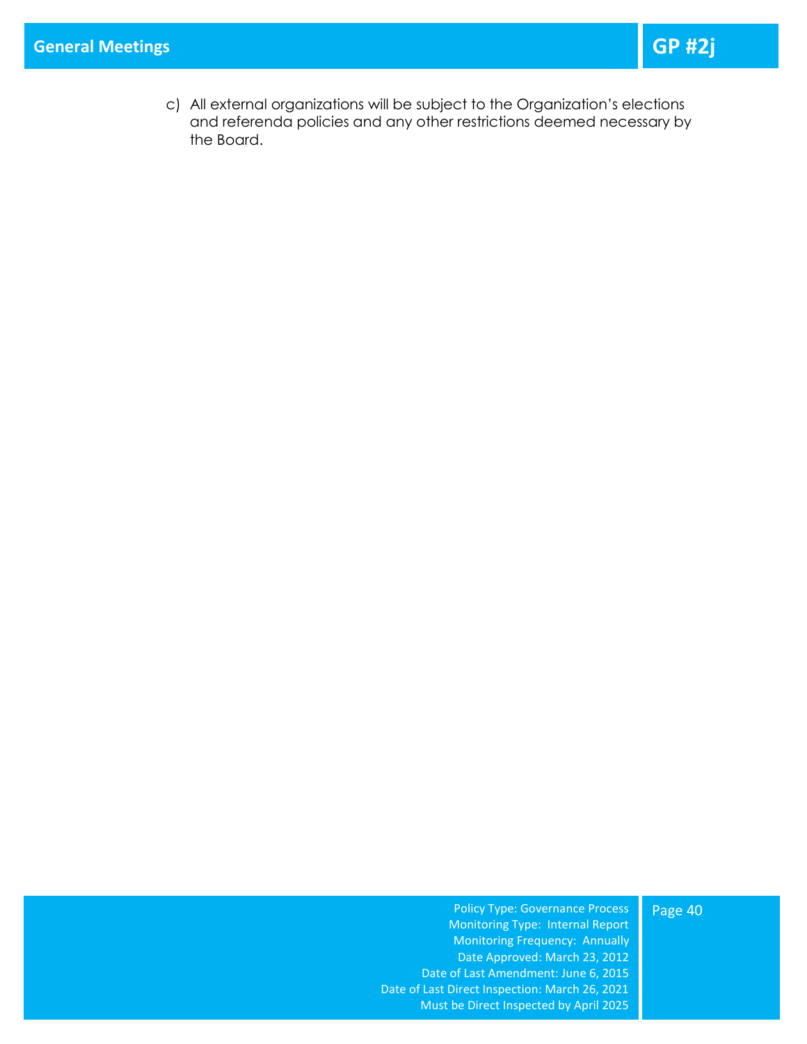c) All external organizations will be subject to the Organization's elections and referenda policies and any other restrictions deemed necessary by the Board.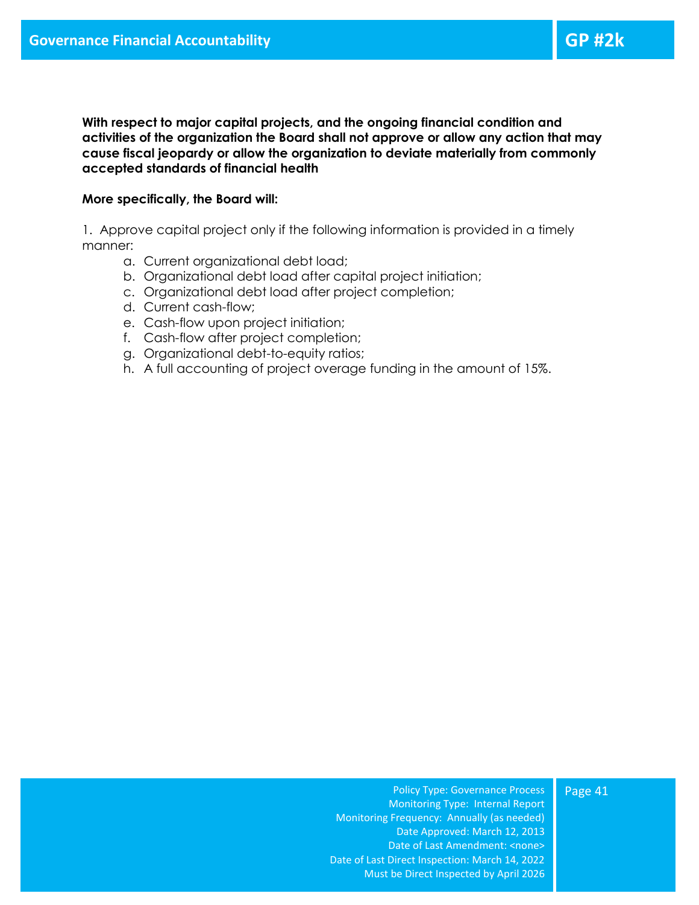# Governance Financial Accountability

## GP #2k

**With respect to major capital projects, and the ongoing financial condition and activities of the organization the Board shall not approve or allow any action that may cause fiscal jeopardy or allow the organization to deviate materially from commonly accepted standards of financial health**

**More specifically, the Board will:**

1. Approve capital project only if the following information is provided in a timely manner:
   a. Current organizational debt load;
   b. Organizational debt load after capital project initiation;
   c. Organizational debt load after project completion;
   d. Current cash-flow;
   e. Cash-flow upon project initiation;
   f. Cash-flow after project completion;
   g. Organizational debt-to-equity ratios;
   h. A full accounting of project overage funding in the amount of 15%.

Policy Type: Governance Process
Monitoring Type: Internal Report
Monitoring Frequency: Annually (as needed)
Date Approved: March 12, 2013
Date of Last Amendment: <none>
Date of Last Direct Inspection: March 14, 2022
Must be Direct Inspected by April 2026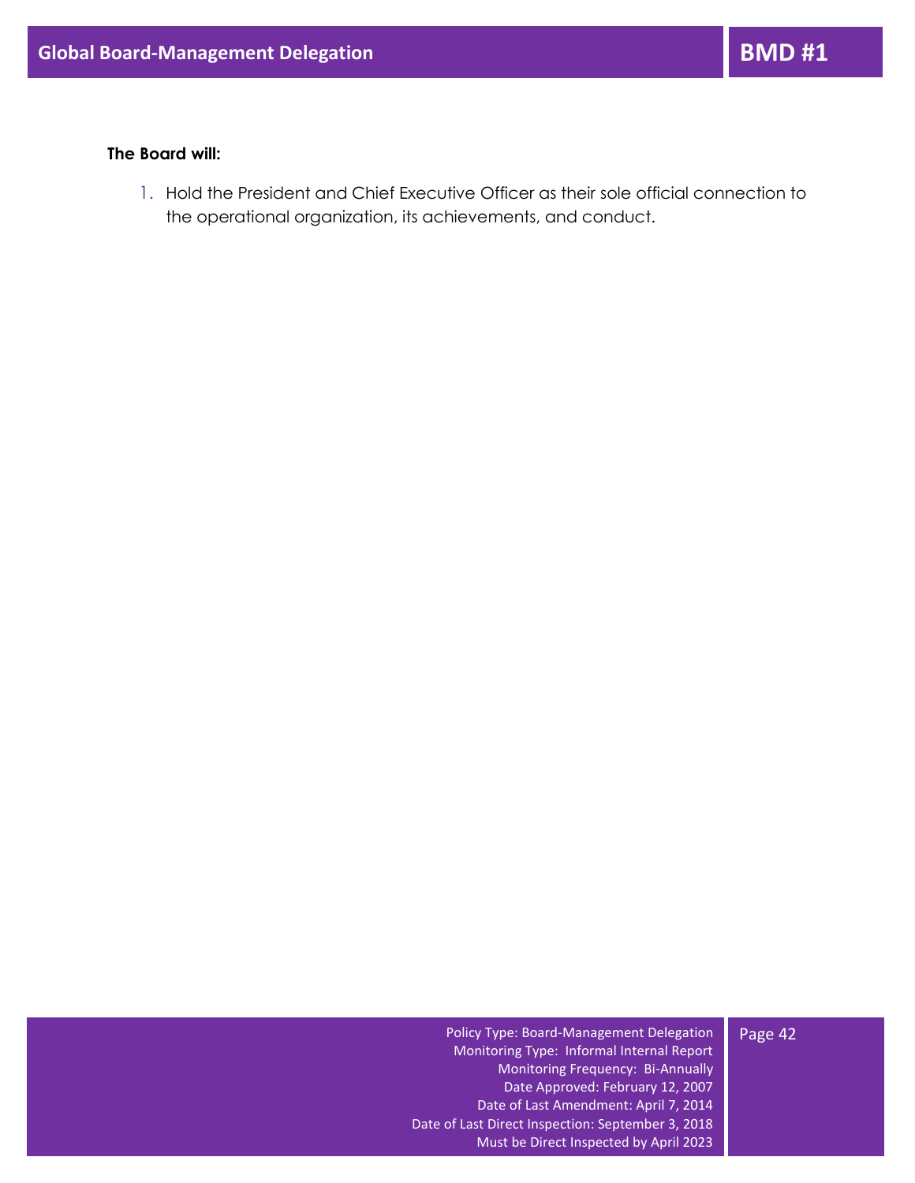# Global Board-Management Delegation

**BMD #1**

**The Board will:**

1. Hold the President and Chief Executive Officer as their sole official connection to the operational organization, its achievements, and conduct.

Policy Type: Board-Management Delegation
Monitoring Type: Informal Internal Report
Monitoring Frequency: Bi-Annually
Date Approved: February 12, 2007
Date of Last Amendment: April 7, 2014
Date of Last Direct Inspection: September 3, 2018
Must be Direct Inspected by April 2023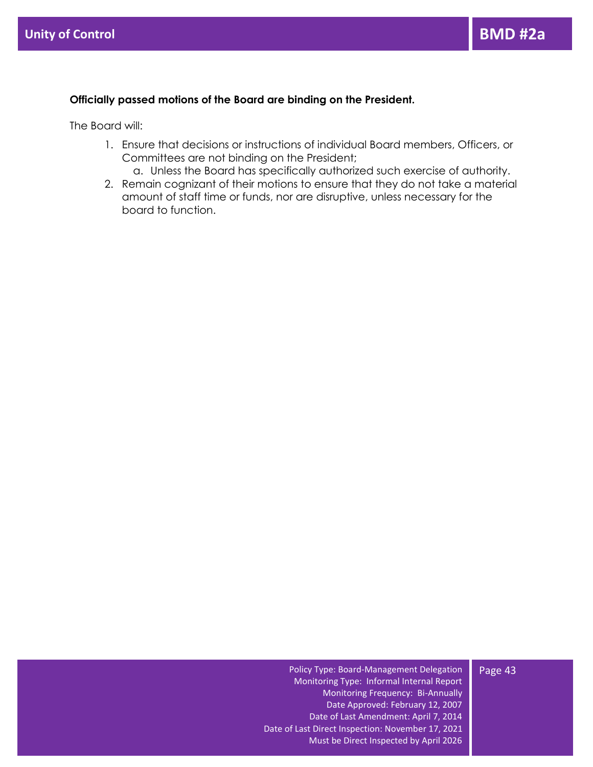# Unity of Control

## BMD #2a

**Officially passed motions of the Board are binding on the President.**

The Board will:

1. Ensure that decisions or instructions of individual Board members, Officers, or Committees are not binding on the President;
   a. Unless the Board has specifically authorized such exercise of authority.
2. Remain cognizant of their motions to ensure that they do not take a material amount of staff time or funds, nor are disruptive, unless necessary for the board to function.

Policy Type: Board-Management Delegation
Monitoring Type: Informal Internal Report
Monitoring Frequency: Bi-Annually
Date Approved: February 12, 2007
Date of Last Amendment: April 7, 2014
Date of Last Direct Inspection: November 17, 2021
Must be Direct Inspected by April 2026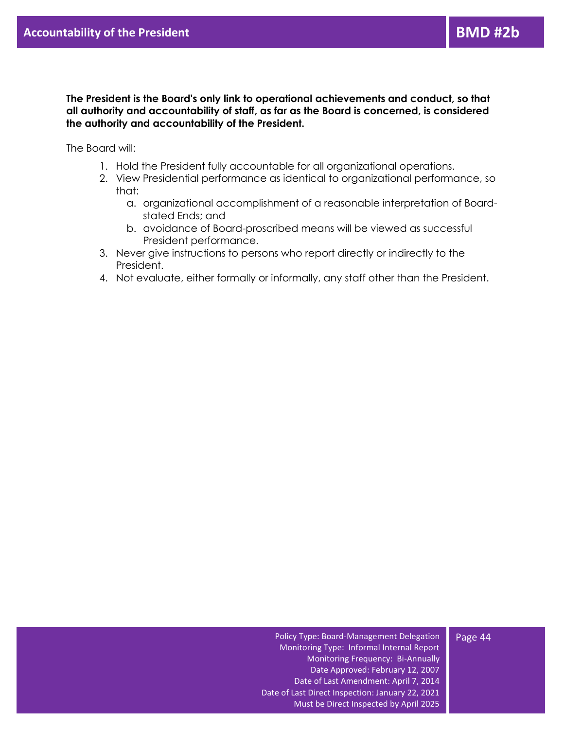# Accountability of the President

## BMD #2b

**The President is the Board's only link to operational achievements and conduct, so that all authority and accountability of staff, as far as the Board is concerned, is considered the authority and accountability of the President.**

The Board will:

1. Hold the President fully accountable for all organizational operations.
2. View Presidential performance as identical to organizational performance, so that:
   a. organizational accomplishment of a reasonable interpretation of Board-stated Ends; and
   b. avoidance of Board-proscribed means will be viewed as successful President performance.
3. Never give instructions to persons who report directly or indirectly to the President.
4. Not evaluate, either formally or informally, any staff other than the President.

Policy Type: Board-Management Delegation
Monitoring Type: Informal Internal Report
Monitoring Frequency: Bi-Annually
Date Approved: February 12, 2007
Date of Last Amendment: April 7, 2014
Date of Last Direct Inspection: January 22, 2021
Must be Direct Inspected by April 2025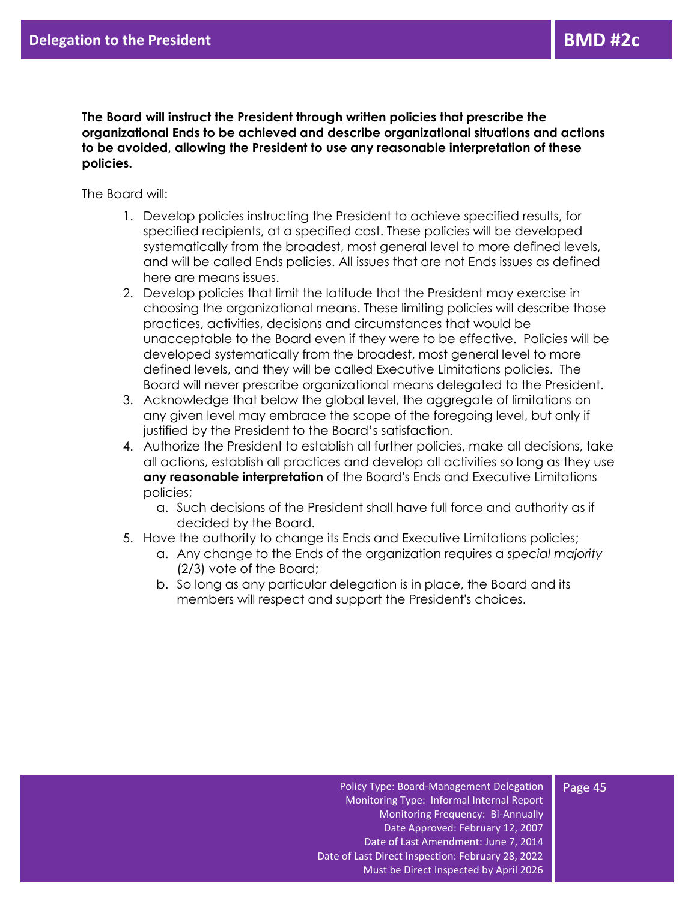# Delegation to the President

## BMD #2c

**The Board will instruct the President through written policies that prescribe the organizational Ends to be achieved and describe organizational situations and actions to be avoided, allowing the President to use any reasonable interpretation of these policies.**

The Board will:

1. Develop policies instructing the President to achieve specified results, for specified recipients, at a specified cost. These policies will be developed systematically from the broadest, most general level to more defined levels, and will be called Ends policies. All issues that are not Ends issues as defined here are means issues.
2. Develop policies that limit the latitude that the President may exercise in choosing the organizational means. These limiting policies will describe those practices, activities, decisions and circumstances that would be unacceptable to the Board even if they were to be effective. Policies will be developed systematically from the broadest, most general level to more defined levels, and they will be called Executive Limitations policies. The Board will never prescribe organizational means delegated to the President.
3. Acknowledge that below the global level, the aggregate of limitations on any given level may embrace the scope of the foregoing level, but only if justified by the President to the Board's satisfaction.
4. Authorize the President to establish all further policies, make all decisions, take all actions, establish all practices and develop all activities so long as they use **any reasonable interpretation** of the Board's Ends and Executive Limitations policies;
   a. Such decisions of the President shall have full force and authority as if decided by the Board.
5. Have the authority to change its Ends and Executive Limitations policies;
   a. Any change to the Ends of the organization requires a *special majority* (2/3) vote of the Board;
   b. So long as any particular delegation is in place, the Board and its members will respect and support the President's choices.

Policy Type: Board-Management Delegation
Monitoring Type: Informal Internal Report
Monitoring Frequency: Bi-Annually
Date Approved: February 12, 2007
Date of Last Amendment: June 7, 2014
Date of Last Direct Inspection: February 28, 2022
Must be Direct Inspected by April 2026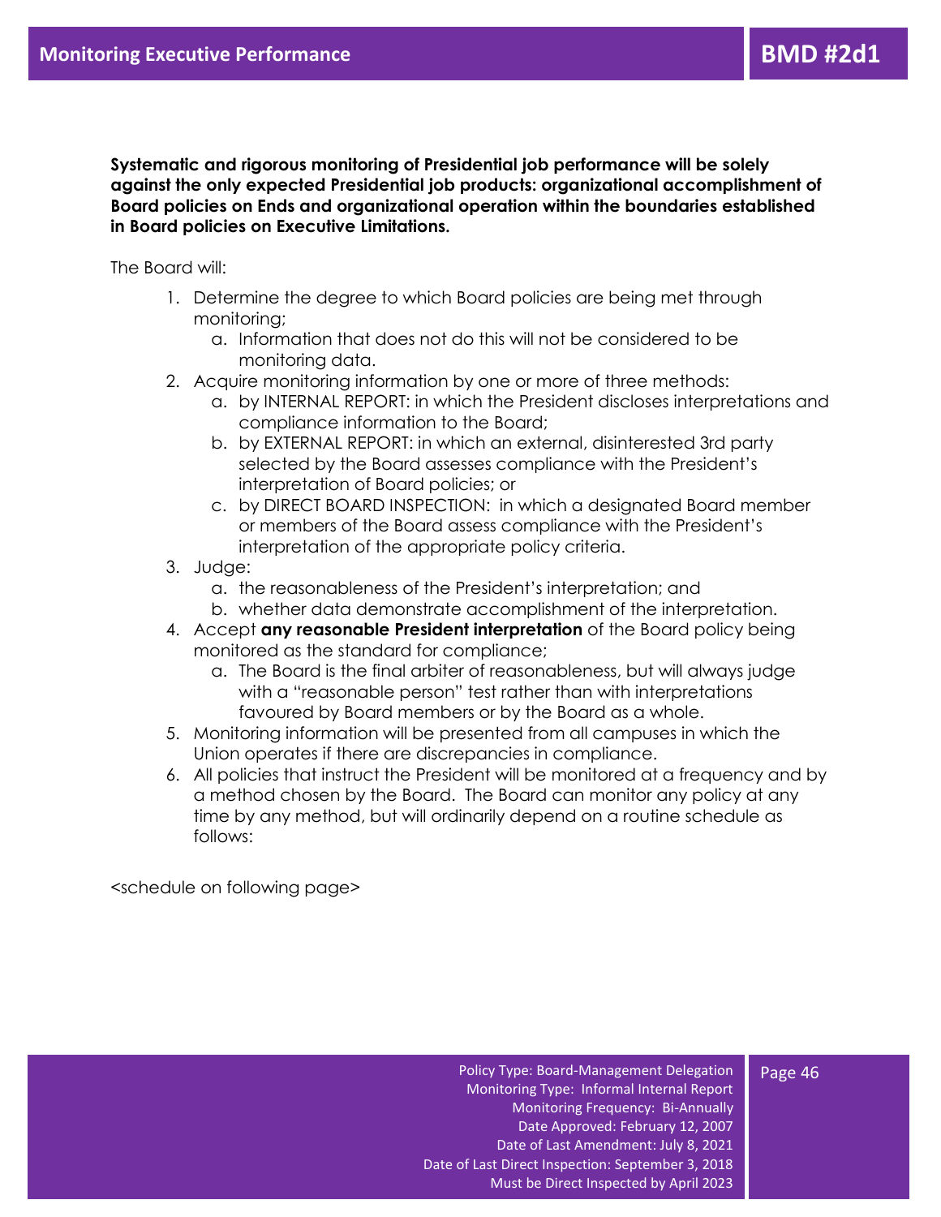# Monitoring Executive Performance

**BMD #2d1**

**Systematic and rigorous monitoring of Presidential job performance will be solely against the only expected Presidential job products: organizational accomplishment of Board policies on Ends and organizational operation within the boundaries established in Board policies on Executive Limitations.**

The Board will:

1. Determine the degree to which Board policies are being met through monitoring;
   a. Information that does not do this will not be considered to be monitoring data.
2. Acquire monitoring information by one or more of three methods:
   a. by INTERNAL REPORT: in which the President discloses interpretations and compliance information to the Board;
   b. by EXTERNAL REPORT: in which an external, disinterested 3rd party selected by the Board assesses compliance with the President's interpretation of Board policies; or
   c. by DIRECT BOARD INSPECTION: in which a designated Board member or members of the Board assess compliance with the President's interpretation of the appropriate policy criteria.
3. Judge:
   a. the reasonableness of the President's interpretation; and
   b. whether data demonstrate accomplishment of the interpretation.
4. Accept **any reasonable President interpretation** of the Board policy being monitored as the standard for compliance;
   a. The Board is the final arbiter of reasonableness, but will always judge with a "reasonable person" test rather than with interpretations favoured by Board members or by the Board as a whole.
5. Monitoring information will be presented from all campuses in which the Union operates if there are discrepancies in compliance.
6. All policies that instruct the President will be monitored at a frequency and by a method chosen by the Board. The Board can monitor any policy at any time by any method, but will ordinarily depend on a routine schedule as follows:

<schedule on following page>

Policy Type: Board-Management Delegation
Monitoring Type: Informal Internal Report
Monitoring Frequency: Bi-Annually
Date Approved: February 12, 2007
Date of Last Amendment: July 8, 2021
Date of Last Direct Inspection: September 3, 2018
Must be Direct Inspected by April 2023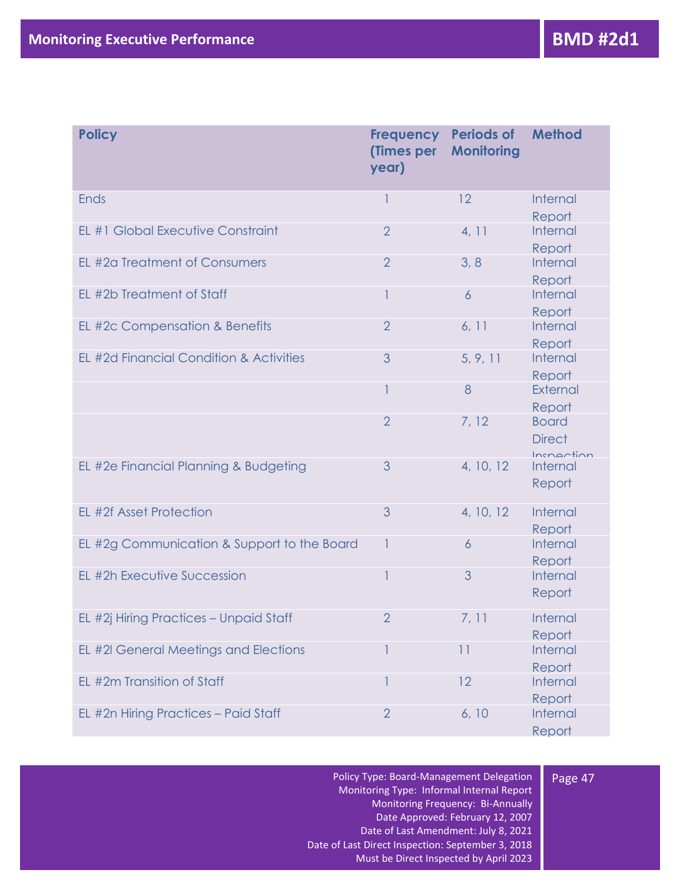# Monitoring Executive Performance

## BMD #2d1

| Policy | Frequency (Times per year) | Periods of Monitoring | Method |
|---|---|---|---|
| Ends | 1 | 12 | Internal Report |
| EL #1 Global Executive Constraint | 2 | 4, 11 | Internal Report |
| EL #2a Treatment of Consumers | 2 | 3, 8 | Internal Report |
| EL #2b Treatment of Staff | 1 | 6 | Internal Report |
| EL #2c Compensation & Benefits | 2 | 6, 11 | Internal Report |
| EL #2d Financial Condition & Activities | 3 | 5, 9, 11 | Internal Report |
| | 1 | 8 | External Report |
| | 2 | 7, 12 | Board Direct Inspection |
| EL #2e Financial Planning & Budgeting | 3 | 4, 10, 12 | Internal Report |
| EL #2f Asset Protection | 3 | 4, 10, 12 | Internal Report |
| EL #2g Communication & Support to the Board | 1 | 6 | Internal Report |
| EL #2h Executive Succession | 1 | 3 | Internal Report |
| EL #2j Hiring Practices – Unpaid Staff | 2 | 7, 11 | Internal Report |
| EL #2l General Meetings and Elections | 1 | 11 | Internal Report |
| EL #2m Transition of Staff | 1 | 12 | Internal Report |
| EL #2n Hiring Practices – Paid Staff | 2 | 6, 10 | Internal Report |

Policy Type: Board-Management Delegation
Monitoring Type: Informal Internal Report
Monitoring Frequency: Bi-Annually
Date Approved: February 12, 2007
Date of Last Amendment: July 8, 2021
Date of Last Direct Inspection: September 3, 2018
Must be Direct Inspected by April 2023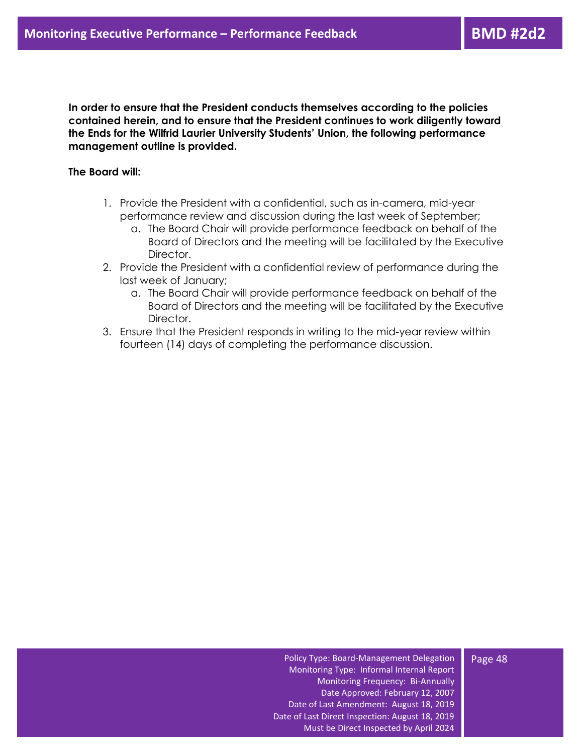# Monitoring Executive Performance – Performance Feedback

**BMD #2d2**

**In order to ensure that the President conducts themselves according to the policies contained herein, and to ensure that the President continues to work diligently toward the Ends for the Wilfrid Laurier University Students' Union, the following performance management outline is provided.**

**The Board will:**

1. Provide the President with a confidential, such as in-camera, mid-year performance review and discussion during the last week of September;
   a. The Board Chair will provide performance feedback on behalf of the Board of Directors and the meeting will be facilitated by the Executive Director.
2. Provide the President with a confidential review of performance during the last week of January;
   a. The Board Chair will provide performance feedback on behalf of the Board of Directors and the meeting will be facilitated by the Executive Director.
3. Ensure that the President responds in writing to the mid-year review within fourteen (14) days of completing the performance discussion.

Policy Type: Board-Management Delegation
Monitoring Type: Informal Internal Report
Monitoring Frequency: Bi-Annually
Date Approved: February 12, 2007
Date of Last Amendment: August 18, 2019
Date of Last Direct Inspection: August 18, 2019
Must be Direct Inspected by April 2024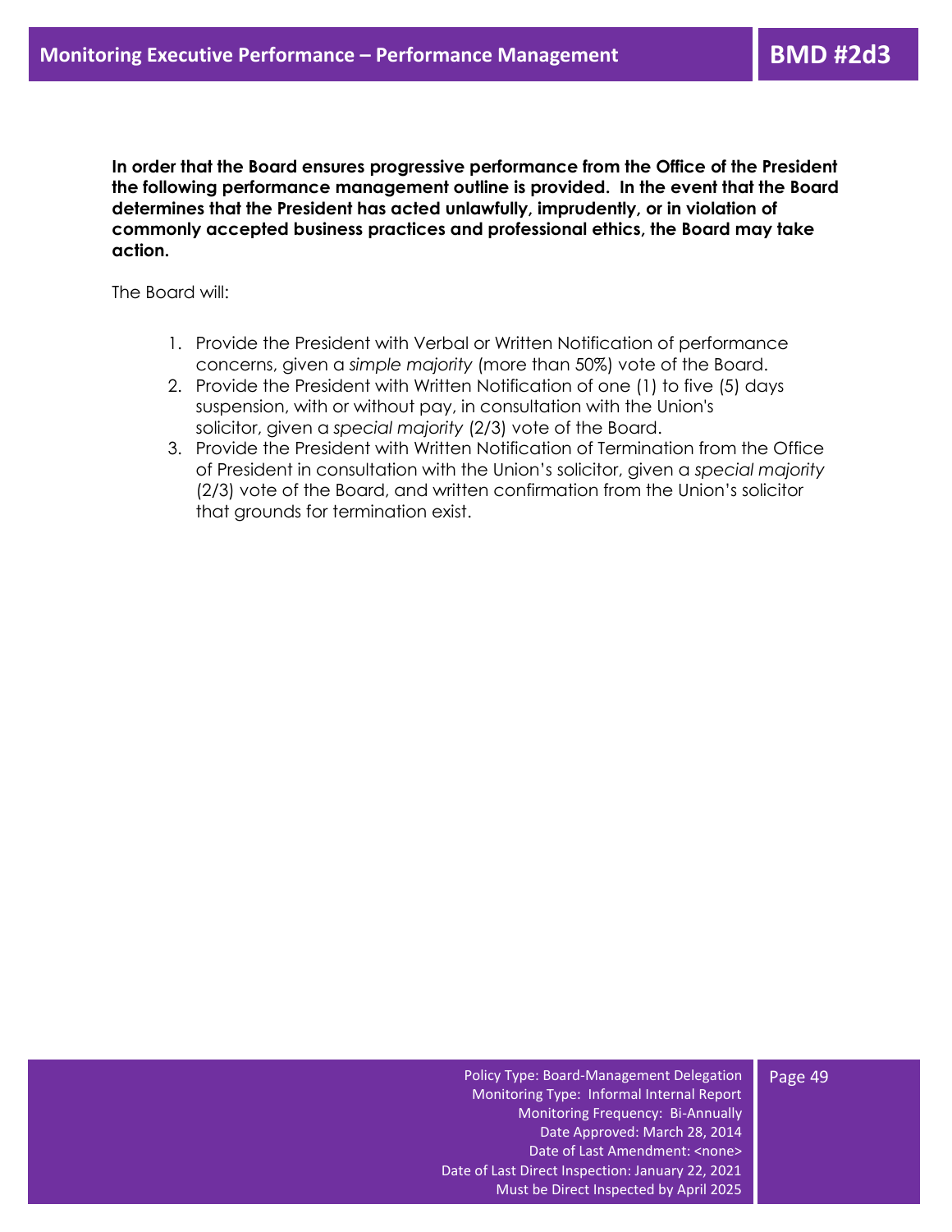# Monitoring Executive Performance – Performance Management

**BMD #2d3**

**In order that the Board ensures progressive performance from the Office of the President the following performance management outline is provided. In the event that the Board determines that the President has acted unlawfully, imprudently, or in violation of commonly accepted business practices and professional ethics, the Board may take action.**

The Board will:

1. Provide the President with Verbal or Written Notification of performance concerns, given a *simple majority* (more than 50%) vote of the Board.
2. Provide the President with Written Notification of one (1) to five (5) days suspension, with or without pay, in consultation with the Union's solicitor, given a *special majority* (2/3) vote of the Board.
3. Provide the President with Written Notification of Termination from the Office of President in consultation with the Union's solicitor, given a *special majority* (2/3) vote of the Board, and written confirmation from the Union's solicitor that grounds for termination exist.

Policy Type: Board-Management Delegation
Monitoring Type: Informal Internal Report
Monitoring Frequency: Bi-Annually
Date Approved: March 28, 2014
Date of Last Amendment: <none>
Date of Last Direct Inspection: January 22, 2021
Must be Direct Inspected by April 2025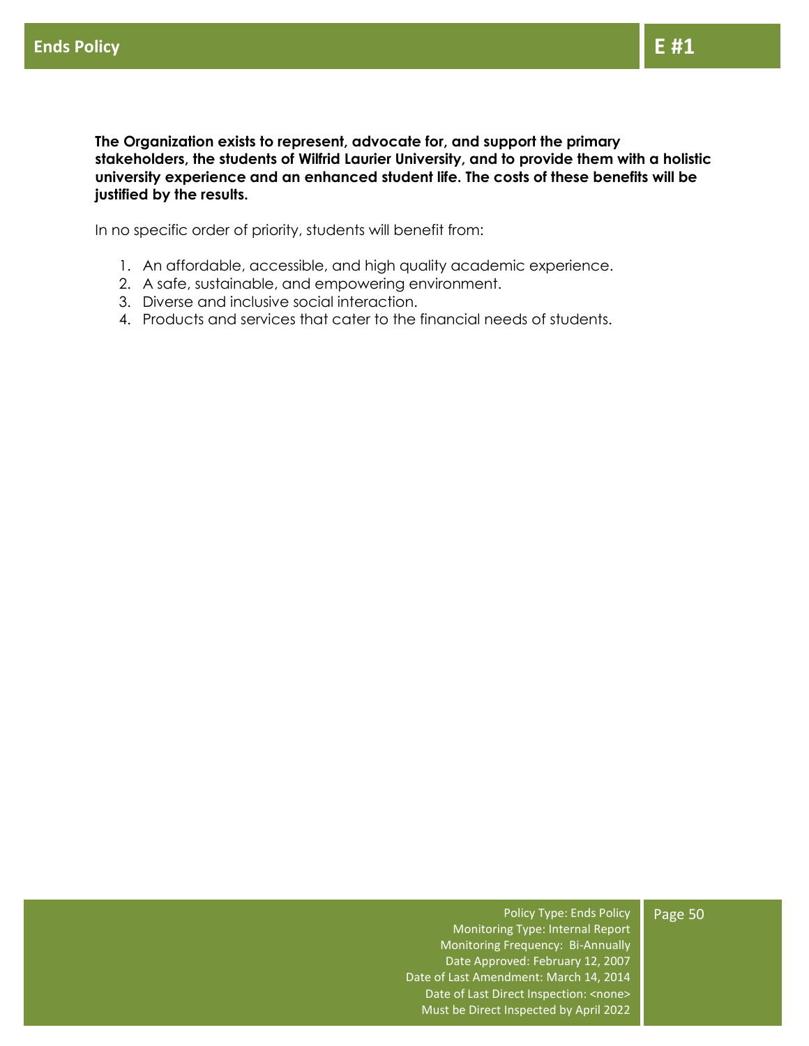# Ends Policy

# E #1

**The Organization exists to represent, advocate for, and support the primary stakeholders, the students of Wilfrid Laurier University, and to provide them with a holistic university experience and an enhanced student life. The costs of these benefits will be justified by the results.**

In no specific order of priority, students will benefit from:

1. An affordable, accessible, and high quality academic experience.
2. A safe, sustainable, and empowering environment.
3. Diverse and inclusive social interaction.
4. Products and services that cater to the financial needs of students.

Policy Type: Ends Policy
Monitoring Type: Internal Report
Monitoring Frequency: Bi-Annually
Date Approved: February 12, 2007
Date of Last Amendment: March 14, 2014
Date of Last Direct Inspection: <none>
Must be Direct Inspected by April 2022